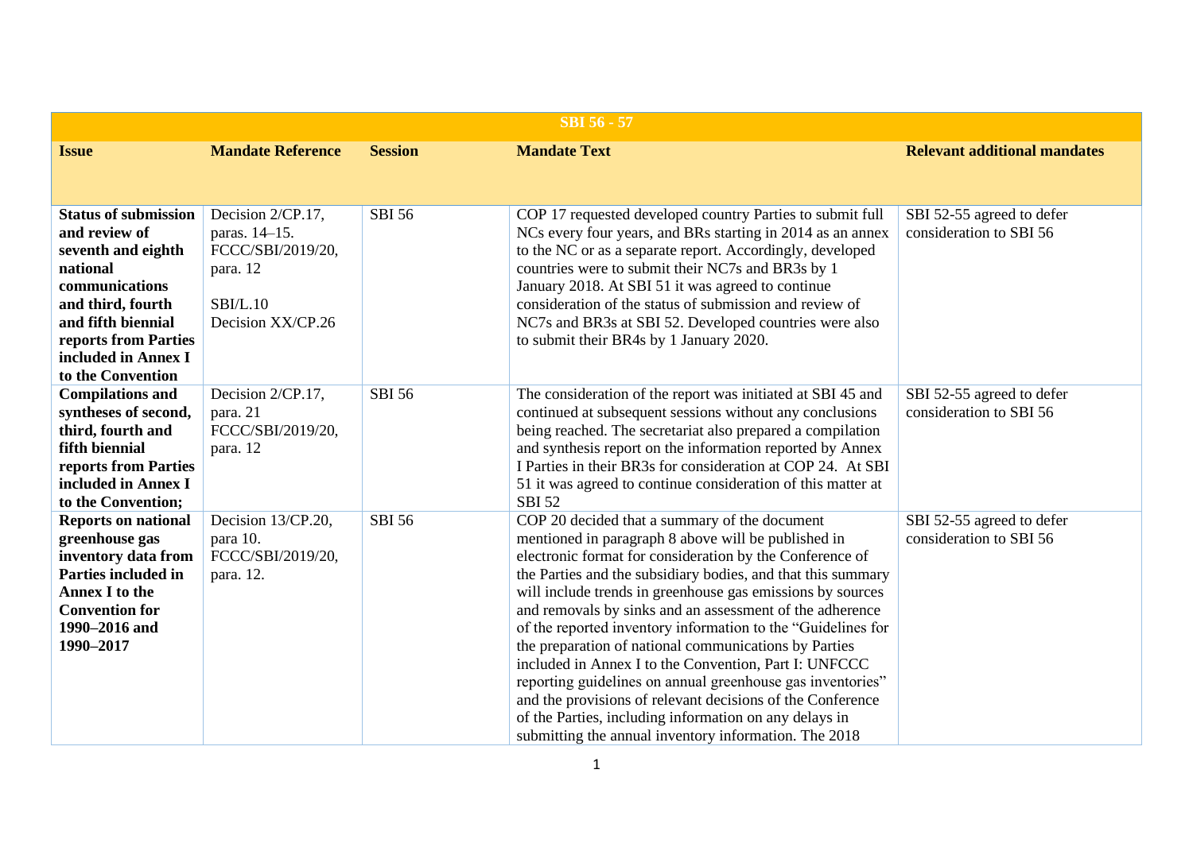| SBI 56 - 57 | | | | |
|---|---|---|---|---|
| **Issue** | **Mandate Reference** | **Session** | **Mandate Text** | **Relevant additional mandates** |
| **Status of submission and review of seventh and eighth national communications and third, fourth and fifth biennial reports from Parties included in Annex I to the Convention** | Decision 2/CP.17, paras. 14–15. FCCC/SBI/2019/20, para. 12<br><br>SBI/L.10 Decision XX/CP.26 | SBI 56 | COP 17 requested developed country Parties to submit full NCs every four years, and BRs starting in 2014 as an annex to the NC or as a separate report. Accordingly, developed countries were to submit their NC7s and BR3s by 1 January 2018. At SBI 51 it was agreed to continue consideration of the status of submission and review of NC7s and BR3s at SBI 52. Developed countries were also to submit their BR4s by 1 January 2020. | SBI 52-55 agreed to defer consideration to SBI 56 |
| **Compilations and syntheses of second, third, fourth and fifth biennial reports from Parties included in Annex I to the Convention;** | Decision 2/CP.17, para. 21 FCCC/SBI/2019/20, para. 12 | SBI 56 | The consideration of the report was initiated at SBI 45 and continued at subsequent sessions without any conclusions being reached. The secretariat also prepared a compilation and synthesis report on the information reported by Annex I Parties in their BR3s for consideration at COP 24. At SBI 51 it was agreed to continue consideration of this matter at SBI 52 | SBI 52-55 agreed to defer consideration to SBI 56 |
| **Reports on national greenhouse gas inventory data from Parties included in Annex I to the Convention for 1990–2016 and 1990–2017** | Decision 13/CP.20, para 10. FCCC/SBI/2019/20, para. 12. | SBI 56 | COP 20 decided that a summary of the document mentioned in paragraph 8 above will be published in electronic format for consideration by the Conference of the Parties and the subsidiary bodies, and that this summary will include trends in greenhouse gas emissions by sources and removals by sinks and an assessment of the adherence of the reported inventory information to the "Guidelines for the preparation of national communications by Parties included in Annex I to the Convention, Part I: UNFCCC reporting guidelines on annual greenhouse gas inventories" and the provisions of relevant decisions of the Conference of the Parties, including information on any delays in submitting the annual inventory information. The 2018 | SBI 52-55 agreed to defer consideration to SBI 56 |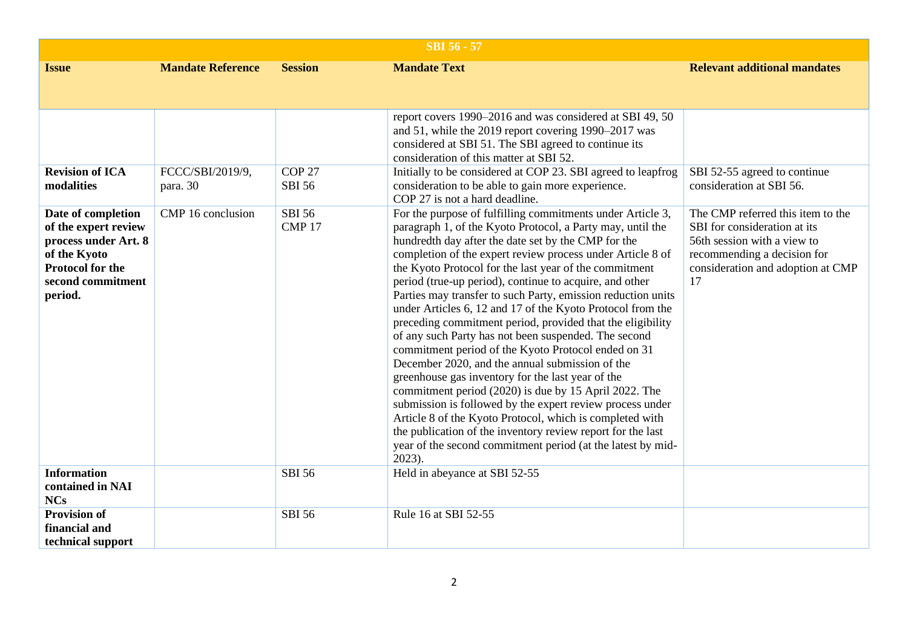| SBI 56 - 57 | | | | |
|---|---|---|---|---|
| **Issue** | **Mandate Reference** | **Session** | **Mandate Text** | **Relevant additional mandates** |
| | | | report covers 1990–2016 and was considered at SBI 49, 50 and 51, while the 2019 report covering 1990–2017 was considered at SBI 51. The SBI agreed to continue its consideration of this matter at SBI 52. | |
| **Revision of ICA modalities** | FCCC/SBI/2019/9, para. 30 | COP 27<br>SBI 56 | Initially to be considered at COP 23. SBI agreed to leapfrog consideration to be able to gain more experience.<br>COP 27 is not a hard deadline. | SBI 52-55 agreed to continue consideration at SBI 56. |
| **Date of completion of the expert review process under Art. 8 of the Kyoto Protocol for the second commitment period.** | CMP 16 conclusion | SBI 56<br>CMP 17 | For the purpose of fulfilling commitments under Article 3, paragraph 1, of the Kyoto Protocol, a Party may, until the hundredth day after the date set by the CMP for the completion of the expert review process under Article 8 of the Kyoto Protocol for the last year of the commitment period (true-up period), continue to acquire, and other Parties may transfer to such Party, emission reduction units under Articles 6, 12 and 17 of the Kyoto Protocol from the preceding commitment period, provided that the eligibility of any such Party has not been suspended. The second commitment period of the Kyoto Protocol ended on 31 December 2020, and the annual submission of the greenhouse gas inventory for the last year of the commitment period (2020) is due by 15 April 2022. The submission is followed by the expert review process under Article 8 of the Kyoto Protocol, which is completed with the publication of the inventory review report for the last year of the second commitment period (at the latest by mid-2023). | The CMP referred this item to the SBI for consideration at its 56th session with a view to recommending a decision for consideration and adoption at CMP 17 |
| **Information contained in NAI NCs** | | SBI 56 | Held in abeyance at SBI 52-55 | |
| **Provision of financial and technical support** | | SBI 56 | Rule 16 at SBI 52-55 | |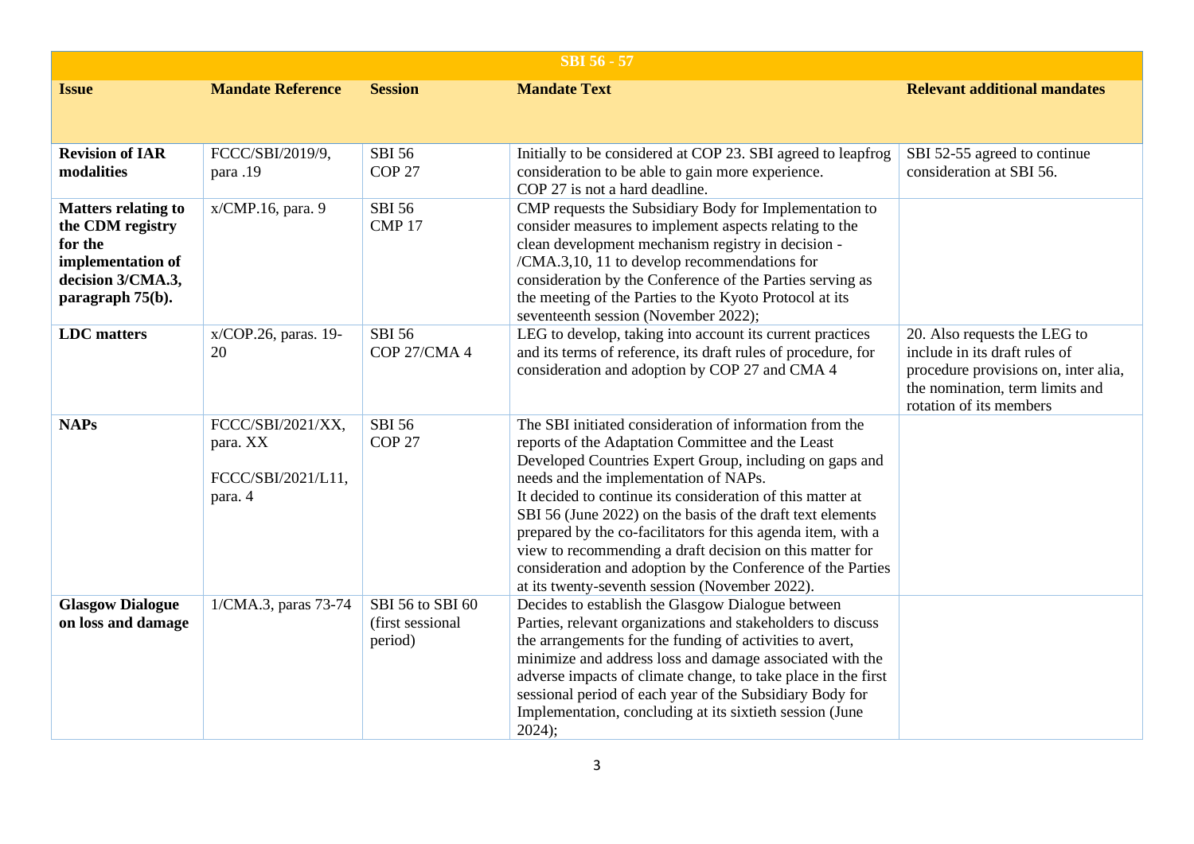| SBI 56 - 57 | | | | |
|---|---|---|---|---|
| **Issue** | **Mandate Reference** | **Session** | **Mandate Text** | **Relevant additional mandates** |
| **Revision of IAR modalities** | FCCC/SBI/2019/9, para .19 | SBI 56<br>COP 27 | Initially to be considered at COP 23. SBI agreed to leapfrog consideration to be able to gain more experience.<br>COP 27 is not a hard deadline. | SBI 52-55 agreed to continue consideration at SBI 56. |
| **Matters relating to the CDM registry for the implementation of decision 3/CMA.3, paragraph 75(b).** | x/CMP.16, para. 9 | SBI 56<br>CMP 17 | CMP requests the Subsidiary Body for Implementation to consider measures to implement aspects relating to the clean development mechanism registry in decision -/CMA.3,10, 11 to develop recommendations for consideration by the Conference of the Parties serving as the meeting of the Parties to the Kyoto Protocol at its seventeenth session (November 2022); | |
| **LDC matters** | x/COP.26, paras. 19-20 | SBI 56<br>COP 27/CMA 4 | LEG to develop, taking into account its current practices and its terms of reference, its draft rules of procedure, for consideration and adoption by COP 27 and CMA 4 | 20. Also requests the LEG to include in its draft rules of procedure provisions on, inter alia, the nomination, term limits and rotation of its members |
| **NAPs** | FCCC/SBI/2021/XX, para. XX<br><br>FCCC/SBI/2021/L11, para. 4 | SBI 56<br>COP 27 | The SBI initiated consideration of information from the reports of the Adaptation Committee and the Least Developed Countries Expert Group, including on gaps and needs and the implementation of NAPs.<br>It decided to continue its consideration of this matter at SBI 56 (June 2022) on the basis of the draft text elements prepared by the co-facilitators for this agenda item, with a view to recommending a draft decision on this matter for consideration and adoption by the Conference of the Parties at its twenty-seventh session (November 2022). | |
| **Glasgow Dialogue on loss and damage** | 1/CMA.3, paras 73-74 | SBI 56 to SBI 60 (first sessional period) | Decides to establish the Glasgow Dialogue between Parties, relevant organizations and stakeholders to discuss the arrangements for the funding of activities to avert, minimize and address loss and damage associated with the adverse impacts of climate change, to take place in the first sessional period of each year of the Subsidiary Body for Implementation, concluding at its sixtieth session (June 2024); | |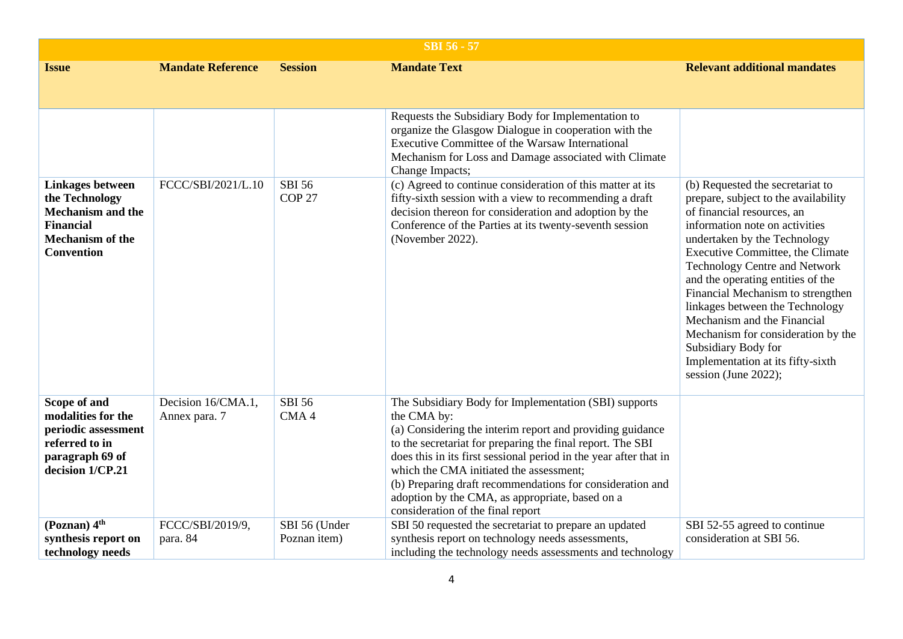| SBI 56 - 57 | | | | |
|---|---|---|---|---|
| **Issue** | **Mandate Reference** | **Session** | **Mandate Text** | **Relevant additional mandates** |
| | | | Requests the Subsidiary Body for Implementation to organize the Glasgow Dialogue in cooperation with the Executive Committee of the Warsaw International Mechanism for Loss and Damage associated with Climate Change Impacts; | |
| **Linkages between the Technology Mechanism and the Financial Mechanism of the Convention** | FCCC/SBI/2021/L.10 | SBI 56 COP 27 | (c) Agreed to continue consideration of this matter at its fifty-sixth session with a view to recommending a draft decision thereon for consideration and adoption by the Conference of the Parties at its twenty-seventh session (November 2022). | (b) Requested the secretariat to prepare, subject to the availability of financial resources, an information note on activities undertaken by the Technology Executive Committee, the Climate Technology Centre and Network and the operating entities of the Financial Mechanism to strengthen linkages between the Technology Mechanism and the Financial Mechanism for consideration by the Subsidiary Body for Implementation at its fifty-sixth session (June 2022); |
| **Scope of and modalities for the periodic assessment referred to in paragraph 69 of decision 1/CP.21** | Decision 16/CMA.1, Annex para. 7 | SBI 56 CMA 4 | The Subsidiary Body for Implementation (SBI) supports the CMA by:<br>(a) Considering the interim report and providing guidance to the secretariat for preparing the final report. The SBI does this in its first sessional period in the year after that in which the CMA initiated the assessment;<br>(b) Preparing draft recommendations for consideration and adoption by the CMA, as appropriate, based on a consideration of the final report | |
| **(Poznan) 4th synthesis report on technology needs** | FCCC/SBI/2019/9, para. 84 | SBI 56 (Under Poznan item) | SBI 50 requested the secretariat to prepare an updated synthesis report on technology needs assessments, including the technology needs assessments and technology | SBI 52-55 agreed to continue consideration at SBI 56. |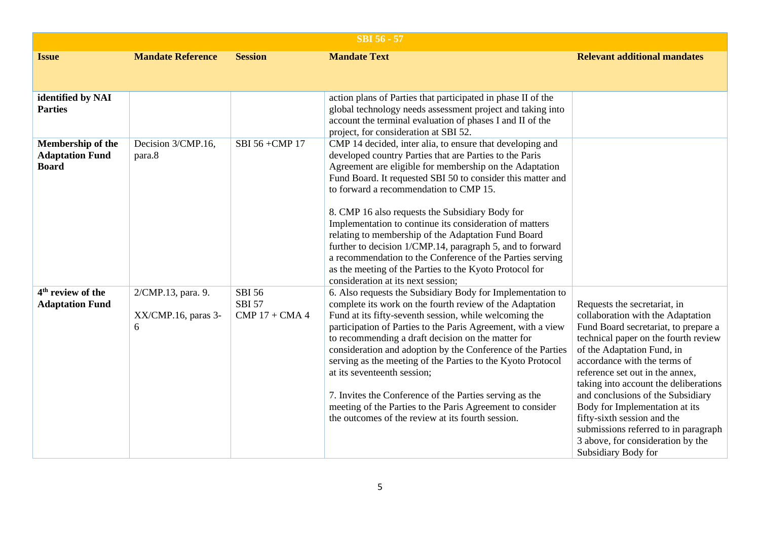| SBI 56 - 57 | | | | |
|---|---|---|---|---|
| **Issue** | **Mandate Reference** | **Session** | **Mandate Text** | **Relevant additional mandates** |
| **identified by NAI Parties** | | | action plans of Parties that participated in phase II of the global technology needs assessment project and taking into account the terminal evaluation of phases I and II of the project, for consideration at SBI 52. | |
| **Membership of the Adaptation Fund Board** | Decision 3/CMP.16, para.8 | SBI 56 +CMP 17 | CMP 14 decided, inter alia, to ensure that developing and developed country Parties that are Parties to the Paris Agreement are eligible for membership on the Adaptation Fund Board. It requested SBI 50 to consider this matter and to forward a recommendation to CMP 15.<br><br>8. CMP 16 also requests the Subsidiary Body for Implementation to continue its consideration of matters relating to membership of the Adaptation Fund Board further to decision 1/CMP.14, paragraph 5, and to forward a recommendation to the Conference of the Parties serving as the meeting of the Parties to the Kyoto Protocol for consideration at its next session; | |
| **4th review of the Adaptation Fund** | 2/CMP.13, para. 9.<br><br>XX/CMP.16, paras 3-6 | SBI 56<br>SBI 57<br>CMP 17 + CMA 4 | 6. Also requests the Subsidiary Body for Implementation to complete its work on the fourth review of the Adaptation Fund at its fifty-seventh session, while welcoming the participation of Parties to the Paris Agreement, with a view to recommending a draft decision on the matter for consideration and adoption by the Conference of the Parties serving as the meeting of the Parties to the Kyoto Protocol at its seventeenth session;<br><br>7. Invites the Conference of the Parties serving as the meeting of the Parties to the Paris Agreement to consider the outcomes of the review at its fourth session. | Requests the secretariat, in collaboration with the Adaptation Fund Board secretariat, to prepare a technical paper on the fourth review of the Adaptation Fund, in accordance with the terms of reference set out in the annex, taking into account the deliberations and conclusions of the Subsidiary Body for Implementation at its fifty-sixth session and the submissions referred to in paragraph 3 above, for consideration by the Subsidiary Body for |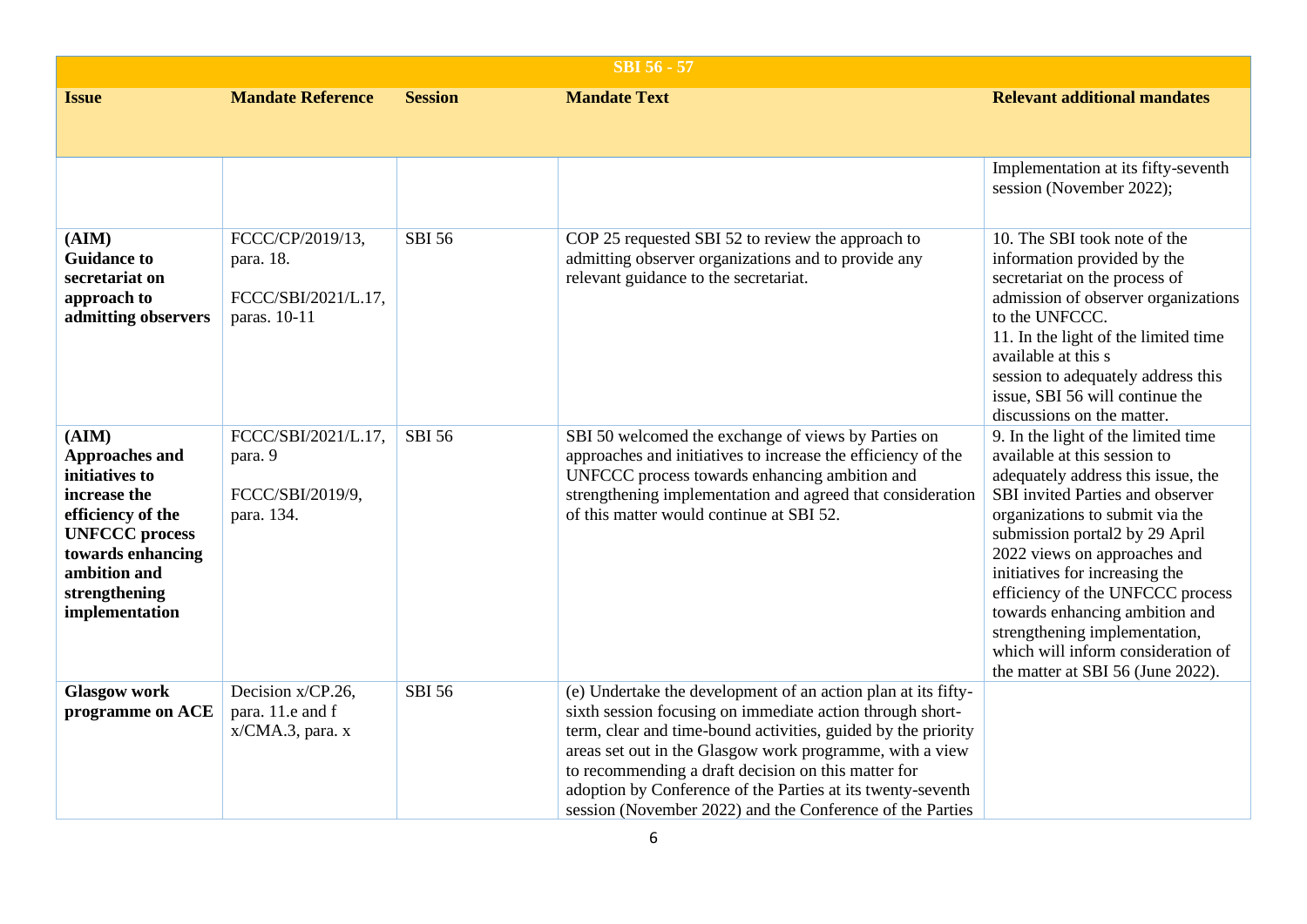| SBI 56 - 57 | | | | |
|---|---|---|---|---|
| **Issue** | **Mandate Reference** | **Session** | **Mandate Text** | **Relevant additional mandates** |
| | | | | Implementation at its fifty-seventh session (November 2022); |
| **(AIM) Guidance to secretariat on approach to admitting observers** | FCCC/CP/2019/13, para. 18.<br><br>FCCC/SBI/2021/L.17, paras. 10-11 | SBI 56 | COP 25 requested SBI 52 to review the approach to admitting observer organizations and to provide any relevant guidance to the secretariat. | 10. The SBI took note of the information provided by the secretariat on the process of admission of observer organizations to the UNFCCC.<br>11. In the light of the limited time available at this s session to adequately address this issue, SBI 56 will continue the discussions on the matter. |
| **(AIM) Approaches and initiatives to increase the efficiency of the UNFCCC process towards enhancing ambition and strengthening implementation** | FCCC/SBI/2021/L.17, para. 9<br><br>FCCC/SBI/2019/9, para. 134. | SBI 56 | SBI 50 welcomed the exchange of views by Parties on approaches and initiatives to increase the efficiency of the UNFCCC process towards enhancing ambition and strengthening implementation and agreed that consideration of this matter would continue at SBI 52. | 9. In the light of the limited time available at this session to adequately address this issue, the SBI invited Parties and observer organizations to submit via the submission portal2 by 29 April 2022 views on approaches and initiatives for increasing the efficiency of the UNFCCC process towards enhancing ambition and strengthening implementation, which will inform consideration of the matter at SBI 56 (June 2022). |
| **Glasgow work programme on ACE** | Decision x/CP.26, para. 11.e and f x/CMA.3, para. x | SBI 56 | (e) Undertake the development of an action plan at its fifty-sixth session focusing on immediate action through short-term, clear and time-bound activities, guided by the priority areas set out in the Glasgow work programme, with a view to recommending a draft decision on this matter for adoption by Conference of the Parties at its twenty-seventh session (November 2022) and the Conference of the Parties | |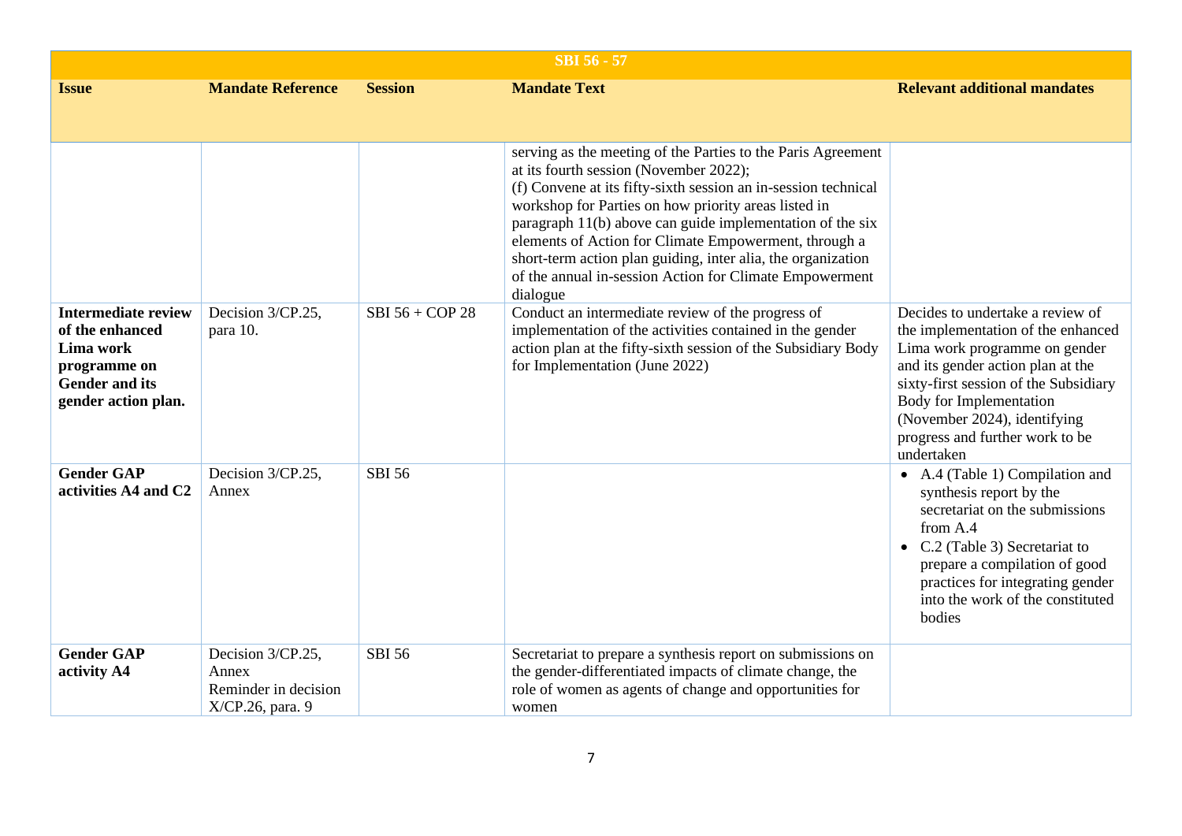| SBI 56 - 57 | | | | |
|---|---|---|---|---|
| **Issue** | **Mandate Reference** | **Session** | **Mandate Text** | **Relevant additional mandates** |
| | | | serving as the meeting of the Parties to the Paris Agreement at its fourth session (November 2022);<br>(f) Convene at its fifty-sixth session an in-session technical workshop for Parties on how priority areas listed in paragraph 11(b) above can guide implementation of the six elements of Action for Climate Empowerment, through a short-term action plan guiding, inter alia, the organization of the annual in-session Action for Climate Empowerment dialogue | |
| **Intermediate review of the enhanced Lima work programme on Gender and its gender action plan.** | Decision 3/CP.25, para 10. | SBI 56 + COP 28 | Conduct an intermediate review of the progress of implementation of the activities contained in the gender action plan at the fifty-sixth session of the Subsidiary Body for Implementation (June 2022) | Decides to undertake a review of the implementation of the enhanced Lima work programme on gender and its gender action plan at the sixty-first session of the Subsidiary Body for Implementation (November 2024), identifying progress and further work to be undertaken |
| **Gender GAP activities A4 and C2** | Decision 3/CP.25, Annex | SBI 56 | | • A.4 (Table 1) Compilation and synthesis report by the secretariat on the submissions from A.4<br>• C.2 (Table 3) Secretariat to prepare a compilation of good practices for integrating gender into the work of the constituted bodies |
| **Gender GAP activity A4** | Decision 3/CP.25, Annex<br>Reminder in decision X/CP.26, para. 9 | SBI 56 | Secretariat to prepare a synthesis report on submissions on the gender-differentiated impacts of climate change, the role of women as agents of change and opportunities for women | |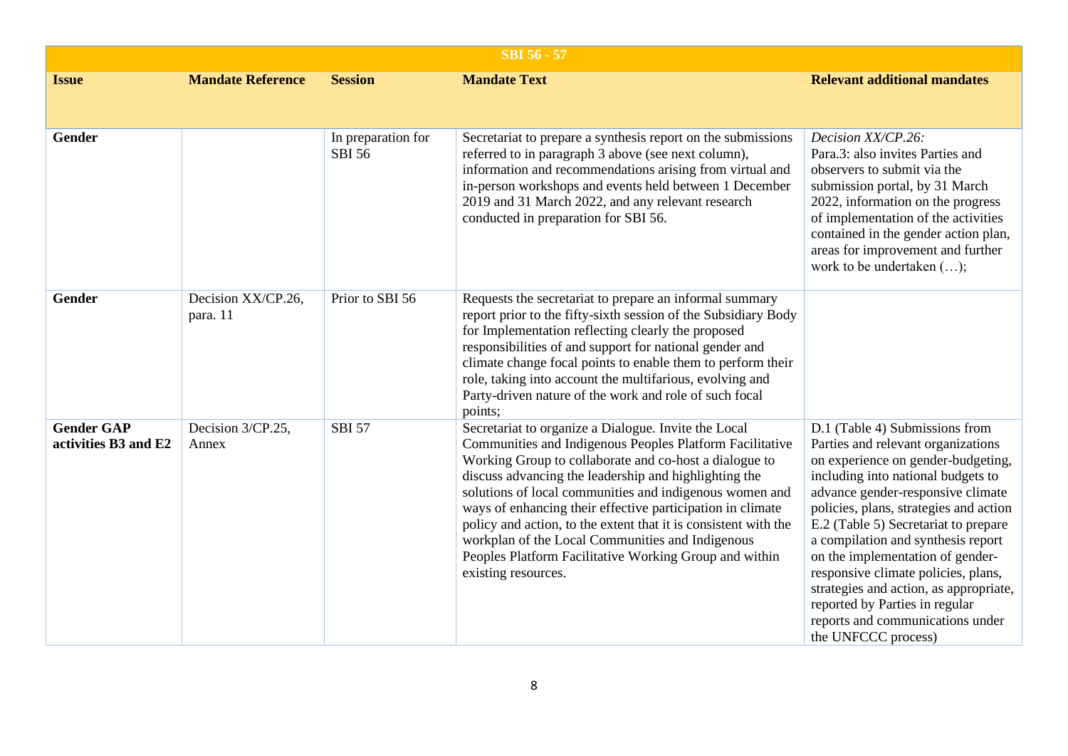| SBI 56 - 57 | | | | |
|---|---|---|---|---|
| **Issue** | **Mandate Reference** | **Session** | **Mandate Text** | **Relevant additional mandates** |
| **Gender** | | In preparation for SBI 56 | Secretariat to prepare a synthesis report on the submissions referred to in paragraph 3 above (see next column), information and recommendations arising from virtual and in-person workshops and events held between 1 December 2019 and 31 March 2022, and any relevant research conducted in preparation for SBI 56. | *Decision XX/CP.26:* Para.3: also invites Parties and observers to submit via the submission portal, by 31 March 2022, information on the progress of implementation of the activities contained in the gender action plan, areas for improvement and further work to be undertaken (…); |
| **Gender** | Decision XX/CP.26, para. 11 | Prior to SBI 56 | Requests the secretariat to prepare an informal summary report prior to the fifty-sixth session of the Subsidiary Body for Implementation reflecting clearly the proposed responsibilities of and support for national gender and climate change focal points to enable them to perform their role, taking into account the multifarious, evolving and Party-driven nature of the work and role of such focal points; | |
| **Gender GAP activities B3 and E2** | Decision 3/CP.25, Annex | SBI 57 | Secretariat to organize a Dialogue. Invite the Local Communities and Indigenous Peoples Platform Facilitative Working Group to collaborate and co-host a dialogue to discuss advancing the leadership and highlighting the solutions of local communities and indigenous women and ways of enhancing their effective participation in climate policy and action, to the extent that it is consistent with the workplan of the Local Communities and Indigenous Peoples Platform Facilitative Working Group and within existing resources. | D.1 (Table 4) Submissions from Parties and relevant organizations on experience on gender-budgeting, including into national budgets to advance gender-responsive climate policies, plans, strategies and action E.2 (Table 5) Secretariat to prepare a compilation and synthesis report on the implementation of gender-responsive climate policies, plans, strategies and action, as appropriate, reported by Parties in regular reports and communications under the UNFCCC process) |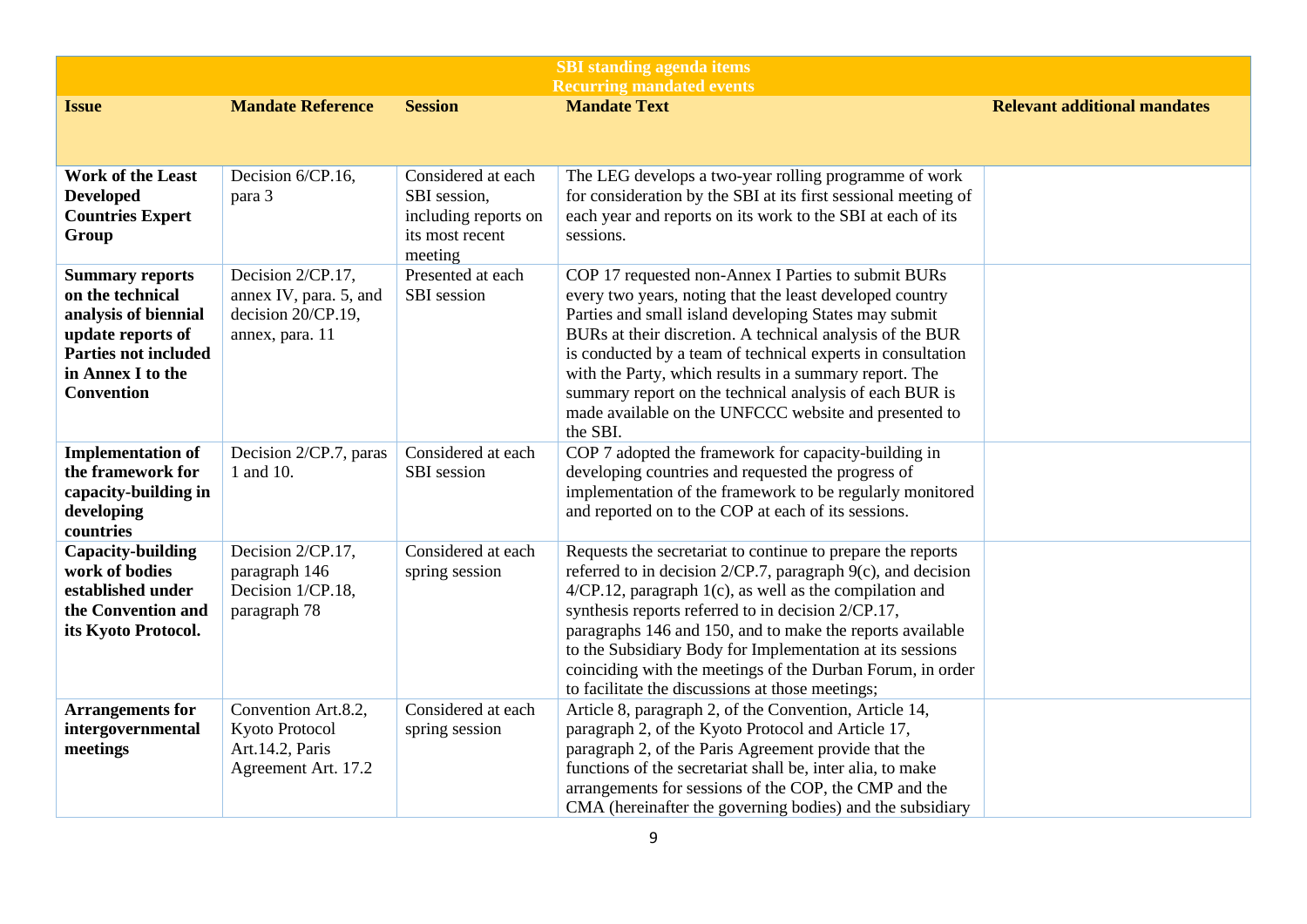| SBI standing agenda items<br>Recurring mandated events | | | | |
|---|---|---|---|---|
| **Issue** | **Mandate Reference** | **Session** | **Mandate Text** | **Relevant additional mandates** |
| **Work of the Least Developed Countries Expert Group** | Decision 6/CP.16, para 3 | Considered at each SBI session, including reports on its most recent meeting | The LEG develops a two-year rolling programme of work for consideration by the SBI at its first sessional meeting of each year and reports on its work to the SBI at each of its sessions. | |
| **Summary reports on the technical analysis of biennial update reports of Parties not included in Annex I to the Convention** | Decision 2/CP.17, annex IV, para. 5, and decision 20/CP.19, annex, para. 11 | Presented at each SBI session | COP 17 requested non-Annex I Parties to submit BURs every two years, noting that the least developed country Parties and small island developing States may submit BURs at their discretion. A technical analysis of the BUR is conducted by a team of technical experts in consultation with the Party, which results in a summary report. The summary report on the technical analysis of each BUR is made available on the UNFCCC website and presented to the SBI. | |
| **Implementation of the framework for capacity-building in developing countries** | Decision 2/CP.7, paras 1 and 10. | Considered at each SBI session | COP 7 adopted the framework for capacity-building in developing countries and requested the progress of implementation of the framework to be regularly monitored and reported on to the COP at each of its sessions. | |
| **Capacity-building work of bodies established under the Convention and its Kyoto Protocol.** | Decision 2/CP.17, paragraph 146 Decision 1/CP.18, paragraph 78 | Considered at each spring session | Requests the secretariat to continue to prepare the reports referred to in decision 2/CP.7, paragraph 9(c), and decision 4/CP.12, paragraph 1(c), as well as the compilation and synthesis reports referred to in decision 2/CP.17, paragraphs 146 and 150, and to make the reports available to the Subsidiary Body for Implementation at its sessions coinciding with the meetings of the Durban Forum, in order to facilitate the discussions at those meetings; | |
| **Arrangements for intergovernmental meetings** | Convention Art.8.2, Kyoto Protocol Art.14.2, Paris Agreement Art. 17.2 | Considered at each spring session | Article 8, paragraph 2, of the Convention, Article 14, paragraph 2, of the Kyoto Protocol and Article 17, paragraph 2, of the Paris Agreement provide that the functions of the secretariat shall be, inter alia, to make arrangements for sessions of the COP, the CMP and the CMA (hereinafter the governing bodies) and the subsidiary | |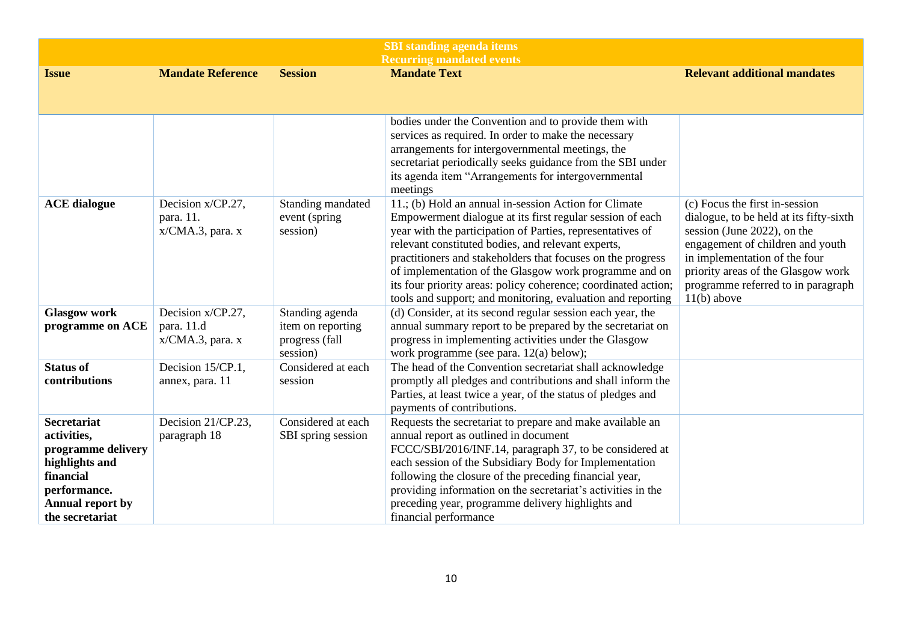| SBI standing agenda items<br>Recurring mandated events | | | | |
|---|---|---|---|---|
| **Issue** | **Mandate Reference** | **Session** | **Mandate Text** | **Relevant additional mandates** |
| | | | bodies under the Convention and to provide them with services as required. In order to make the necessary arrangements for intergovernmental meetings, the secretariat periodically seeks guidance from the SBI under its agenda item "Arrangements for intergovernmental meetings | |
| **ACE dialogue** | Decision x/CP.27, para. 11.<br>x/CMA.3, para. x | Standing mandated event (spring session) | 11.; (b) Hold an annual in-session Action for Climate Empowerment dialogue at its first regular session of each year with the participation of Parties, representatives of relevant constituted bodies, and relevant experts, practitioners and stakeholders that focuses on the progress of implementation of the Glasgow work programme and on its four priority areas: policy coherence; coordinated action; tools and support; and monitoring, evaluation and reporting | (c) Focus the first in-session dialogue, to be held at its fifty-sixth session (June 2022), on the engagement of children and youth in implementation of the four priority areas of the Glasgow work programme referred to in paragraph 11(b) above |
| **Glasgow work programme on ACE** | Decision x/CP.27, para. 11.d<br>x/CMA.3, para. x | Standing agenda item on reporting progress (fall session) | (d) Consider, at its second regular session each year, the annual summary report to be prepared by the secretariat on progress in implementing activities under the Glasgow work programme (see para. 12(a) below); | |
| **Status of contributions** | Decision 15/CP.1, annex, para. 11 | Considered at each session | The head of the Convention secretariat shall acknowledge promptly all pledges and contributions and shall inform the Parties, at least twice a year, of the status of pledges and payments of contributions. | |
| **Secretariat activities, programme delivery highlights and financial performance. Annual report by the secretariat** | Decision 21/CP.23, paragraph 18 | Considered at each SBI spring session | Requests the secretariat to prepare and make available an annual report as outlined in document FCCC/SBI/2016/INF.14, paragraph 37, to be considered at each session of the Subsidiary Body for Implementation following the closure of the preceding financial year, providing information on the secretariat's activities in the preceding year, programme delivery highlights and financial performance | |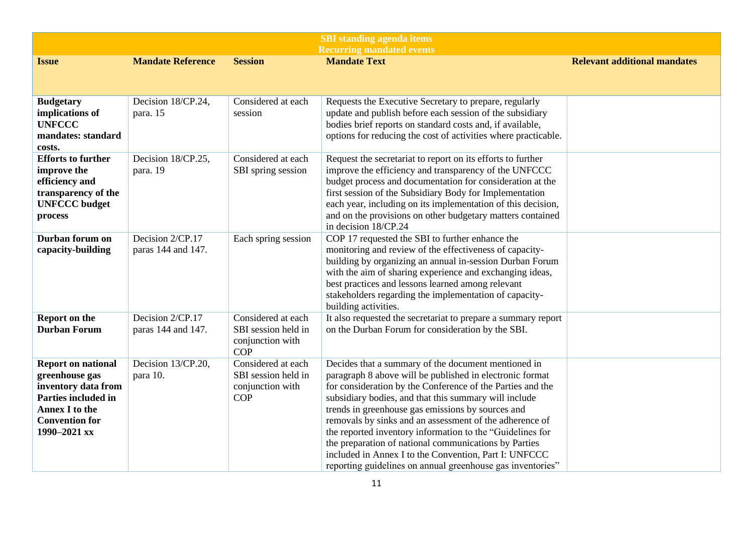| SBI standing agenda items<br>Recurring mandated events | | | | |
|---|---|---|---|---|
| **Issue** | **Mandate Reference** | **Session** | **Mandate Text** | **Relevant additional mandates** |
| **Budgetary implications of UNFCCC mandates: standard costs.** | Decision 18/CP.24, para. 15 | Considered at each session | Requests the Executive Secretary to prepare, regularly update and publish before each session of the subsidiary bodies brief reports on standard costs and, if available, options for reducing the cost of activities where practicable. | |
| **Efforts to further improve the efficiency and transparency of the UNFCCC budget process** | Decision 18/CP.25, para. 19 | Considered at each SBI spring session | Request the secretariat to report on its efforts to further improve the efficiency and transparency of the UNFCCC budget process and documentation for consideration at the first session of the Subsidiary Body for Implementation each year, including on its implementation of this decision, and on the provisions on other budgetary matters contained in decision 18/CP.24 | |
| **Durban forum on capacity-building** | Decision 2/CP.17 paras 144 and 147. | Each spring session | COP 17 requested the SBI to further enhance the monitoring and review of the effectiveness of capacity-building by organizing an annual in-session Durban Forum with the aim of sharing experience and exchanging ideas, best practices and lessons learned among relevant stakeholders regarding the implementation of capacity-building activities. | |
| **Report on the Durban Forum** | Decision 2/CP.17 paras 144 and 147. | Considered at each SBI session held in conjunction with COP | It also requested the secretariat to prepare a summary report on the Durban Forum for consideration by the SBI. | |
| **Report on national greenhouse gas inventory data from Parties included in Annex I to the Convention for 1990–2021 xx** | Decision 13/CP.20, para 10. | Considered at each SBI session held in conjunction with COP | Decides that a summary of the document mentioned in paragraph 8 above will be published in electronic format for consideration by the Conference of the Parties and the subsidiary bodies, and that this summary will include trends in greenhouse gas emissions by sources and removals by sinks and an assessment of the adherence of the reported inventory information to the "Guidelines for the preparation of national communications by Parties included in Annex I to the Convention, Part I: UNFCCC reporting guidelines on annual greenhouse gas inventories" | |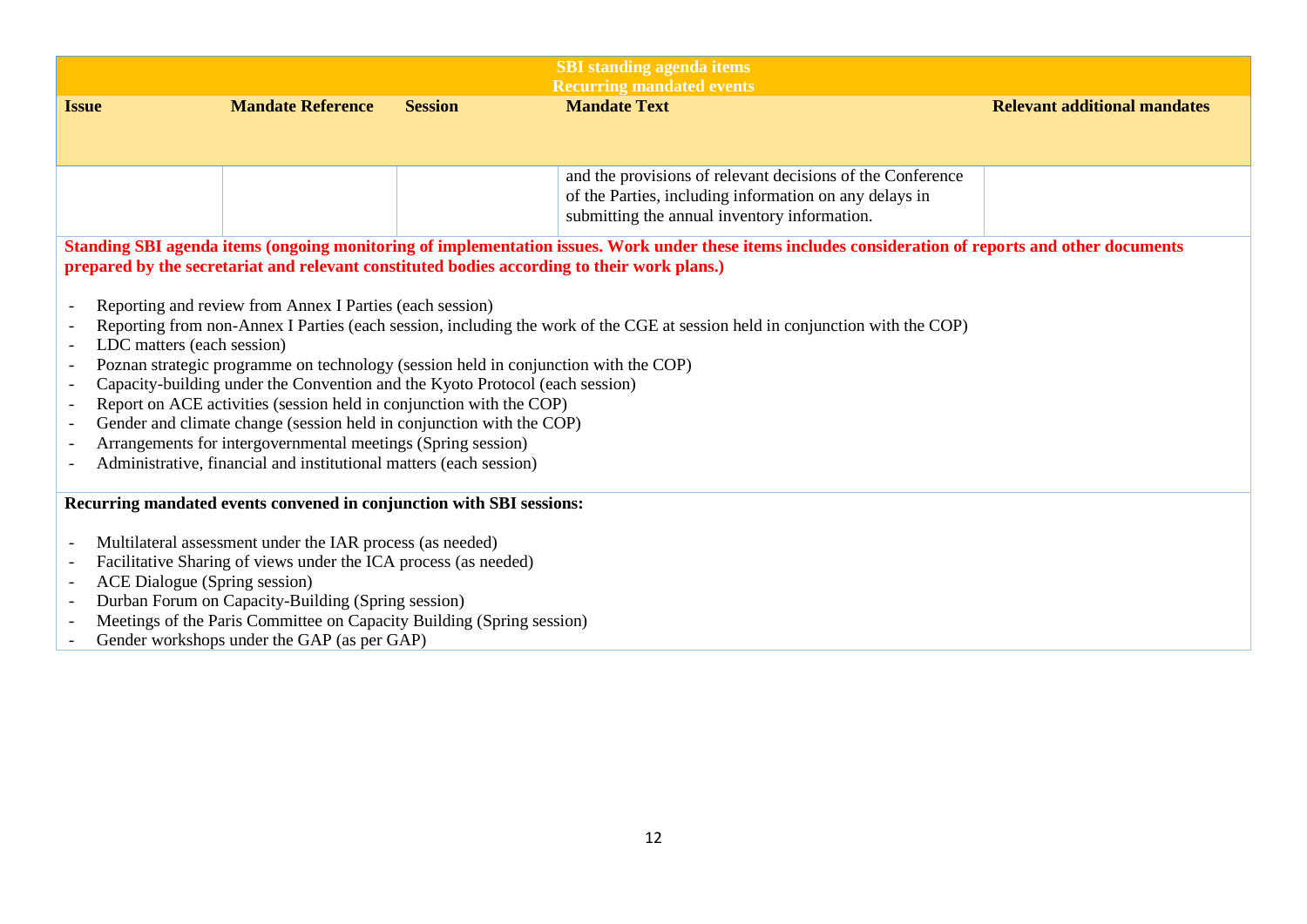| SBI standing agenda items<br>Recurring mandated events | | | | |
|---|---|---|---|---|
| **Issue** | **Mandate Reference** | **Session** | **Mandate Text** | **Relevant additional mandates** |
| | | | and the provisions of relevant decisions of the Conference of the Parties, including information on any delays in submitting the annual inventory information. | |

**Standing SBI agenda items (ongoing monitoring of implementation issues. Work under these items includes consideration of reports and other documents prepared by the secretariat and relevant constituted bodies according to their work plans.)**

- Reporting and review from Annex I Parties (each session)
- Reporting from non-Annex I Parties (each session, including the work of the CGE at session held in conjunction with the COP)
- LDC matters (each session)
- Poznan strategic programme on technology (session held in conjunction with the COP)
- Capacity-building under the Convention and the Kyoto Protocol (each session)
- Report on ACE activities (session held in conjunction with the COP)
- Gender and climate change (session held in conjunction with the COP)
- Arrangements for intergovernmental meetings (Spring session)
- Administrative, financial and institutional matters (each session)

**Recurring mandated events convened in conjunction with SBI sessions:**

- Multilateral assessment under the IAR process (as needed)
- Facilitative Sharing of views under the ICA process (as needed)
- ACE Dialogue (Spring session)
- Durban Forum on Capacity-Building (Spring session)
- Meetings of the Paris Committee on Capacity Building (Spring session)
- Gender workshops under the GAP (as per GAP)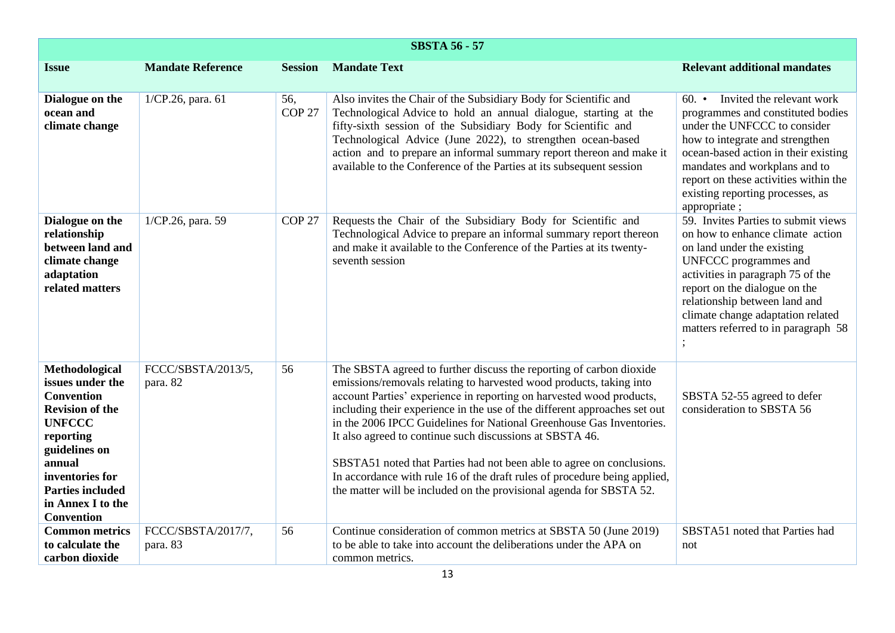| SBSTA 56 - 57 | | | | |
|---|---|---|---|---|
| **Issue** | **Mandate Reference** | **Session** | **Mandate Text** | **Relevant additional mandates** |
| **Dialogue on the ocean and climate change** | 1/CP.26, para. 61 | 56, COP 27 | Also invites the Chair of the Subsidiary Body for Scientific and Technological Advice to hold an annual dialogue, starting at the fifty-sixth session of the Subsidiary Body for Scientific and Technological Advice (June 2022), to strengthen ocean-based action and to prepare an informal summary report thereon and make it available to the Conference of the Parties at its subsequent session | 60. • Invited the relevant work programmes and constituted bodies under the UNFCCC to consider how to integrate and strengthen ocean-based action in their existing mandates and workplans and to report on these activities within the existing reporting processes, as appropriate ; |
| **Dialogue on the relationship between land and climate change adaptation related matters** | 1/CP.26, para. 59 | COP 27 | Requests the Chair of the Subsidiary Body for Scientific and Technological Advice to prepare an informal summary report thereon and make it available to the Conference of the Parties at its twenty-seventh session | 59. Invites Parties to submit views on how to enhance climate action on land under the existing UNFCCC programmes and activities in paragraph 75 of the report on the dialogue on the relationship between land and climate change adaptation related matters referred to in paragraph 58 ; |
| **Methodological issues under the Convention Revision of the UNFCCC reporting guidelines on annual inventories for Parties included in Annex I to the Convention** | FCCC/SBSTA/2013/5, para. 82 | 56 | The SBSTA agreed to further discuss the reporting of carbon dioxide emissions/removals relating to harvested wood products, taking into account Parties' experience in reporting on harvested wood products, including their experience in the use of the different approaches set out in the 2006 IPCC Guidelines for National Greenhouse Gas Inventories. It also agreed to continue such discussions at SBSTA 46.<br><br>SBSTA51 noted that Parties had not been able to agree on conclusions. In accordance with rule 16 of the draft rules of procedure being applied, the matter will be included on the provisional agenda for SBSTA 52. | SBSTA 52-55 agreed to defer consideration to SBSTA 56 |
| **Common metrics to calculate the carbon dioxide** | FCCC/SBSTA/2017/7, para. 83 | 56 | Continue consideration of common metrics at SBSTA 50 (June 2019) to be able to take into account the deliberations under the APA on common metrics. | SBSTA51 noted that Parties had not |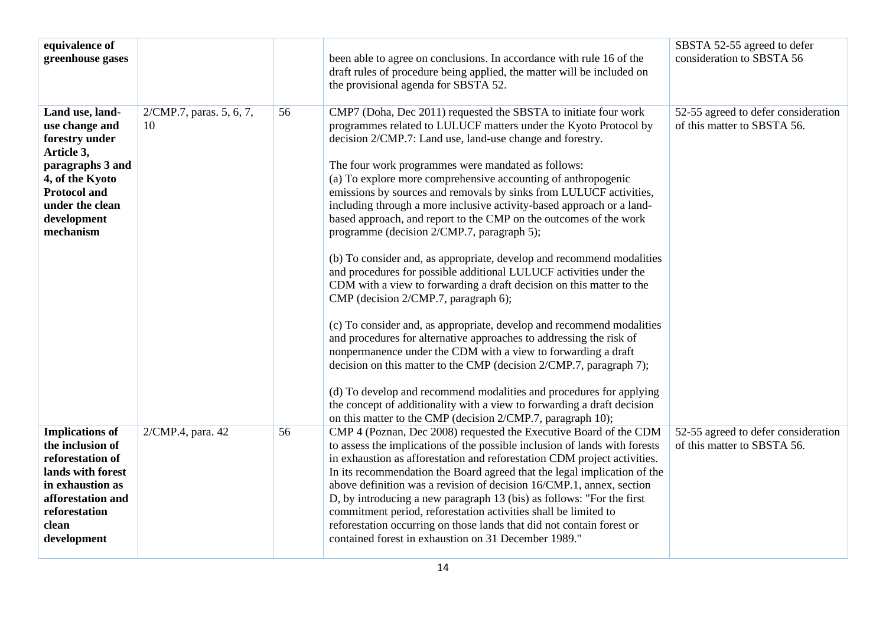| | | | | |
|---|---|---|---|---|
| **equivalence of greenhouse gases** | | | been able to agree on conclusions. In accordance with rule 16 of the draft rules of procedure being applied, the matter will be included on the provisional agenda for SBSTA 52. | SBSTA 52-55 agreed to defer consideration to SBSTA 56 |
| **Land use, land-use change and forestry under Article 3, paragraphs 3 and 4, of the Kyoto Protocol and under the clean development mechanism** | 2/CMP.7, paras. 5, 6, 7, 10 | 56 | CMP7 (Doha, Dec 2011) requested the SBSTA to initiate four work programmes related to LULUCF matters under the Kyoto Protocol by decision 2/CMP.7: Land use, land-use change and forestry.<br><br>The four work programmes were mandated as follows:<br>(a) To explore more comprehensive accounting of anthropogenic emissions by sources and removals by sinks from LULUCF activities, including through a more inclusive activity-based approach or a land-based approach, and report to the CMP on the outcomes of the work programme (decision 2/CMP.7, paragraph 5);<br><br>(b) To consider and, as appropriate, develop and recommend modalities and procedures for possible additional LULUCF activities under the CDM with a view to forwarding a draft decision on this matter to the CMP (decision 2/CMP.7, paragraph 6);<br><br>(c) To consider and, as appropriate, develop and recommend modalities and procedures for alternative approaches to addressing the risk of nonpermanence under the CDM with a view to forwarding a draft decision on this matter to the CMP (decision 2/CMP.7, paragraph 7);<br><br>(d) To develop and recommend modalities and procedures for applying the concept of additionality with a view to forwarding a draft decision on this matter to the CMP (decision 2/CMP.7, paragraph 10); | 52-55 agreed to defer consideration of this matter to SBSTA 56. |
| **Implications of the inclusion of reforestation of lands with forest in exhaustion as afforestation and reforestation clean development** | 2/CMP.4, para. 42 | 56 | CMP 4 (Poznan, Dec 2008) requested the Executive Board of the CDM to assess the implications of the possible inclusion of lands with forests in exhaustion as afforestation and reforestation CDM project activities. In its recommendation the Board agreed that the legal implication of the above definition was a revision of decision 16/CMP.1, annex, section D, by introducing a new paragraph 13 (bis) as follows: "For the first commitment period, reforestation activities shall be limited to reforestation occurring on those lands that did not contain forest or contained forest in exhaustion on 31 December 1989." | 52-55 agreed to defer consideration of this matter to SBSTA 56. |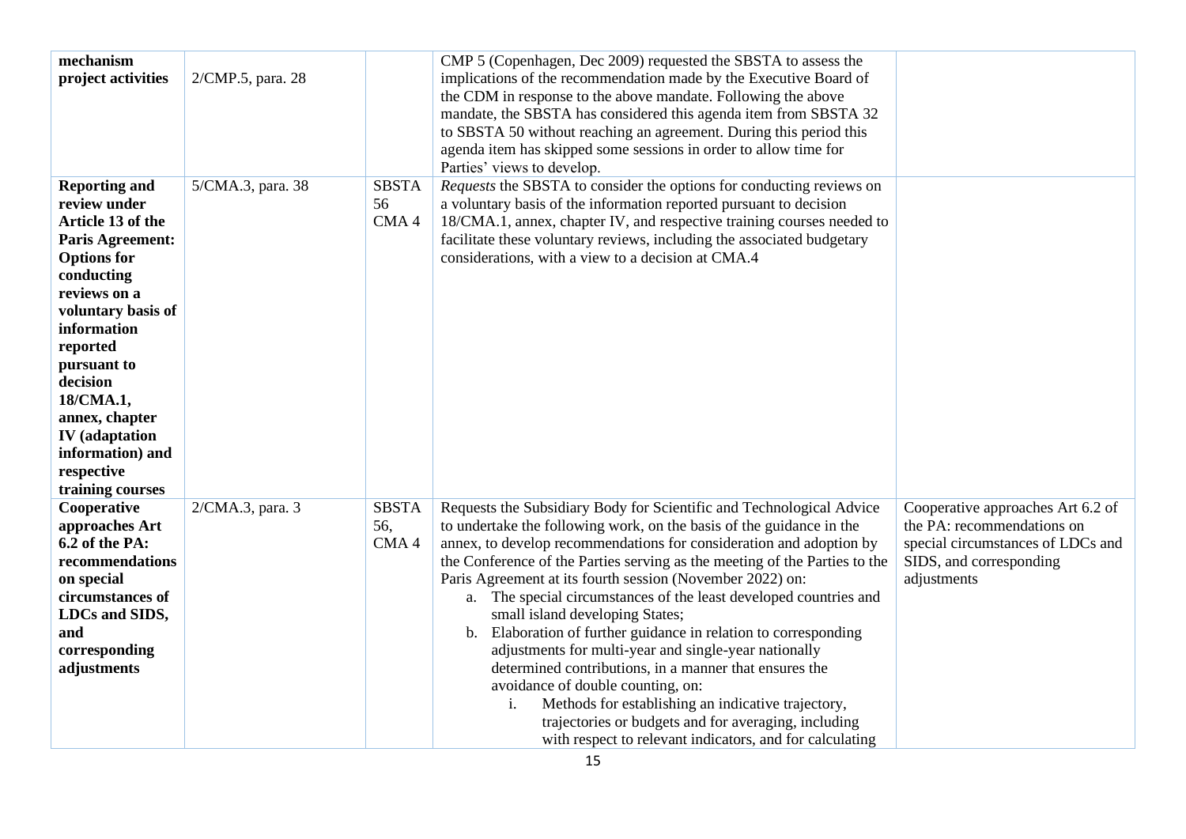| | | | | |
|---|---|---|---|---|
| **mechanism project activities** | 2/CMP.5, para. 28 | | CMP 5 (Copenhagen, Dec 2009) requested the SBSTA to assess the implications of the recommendation made by the Executive Board of the CDM in response to the above mandate. Following the above mandate, the SBSTA has considered this agenda item from SBSTA 32 to SBSTA 50 without reaching an agreement. During this period this agenda item has skipped some sessions in order to allow time for Parties' views to develop. | |
| **Reporting and review under Article 13 of the Paris Agreement: Options for conducting reviews on a voluntary basis of information reported pursuant to decision 18/CMA.1, annex, chapter IV (adaptation information) and respective training courses** | 5/CMA.3, para. 38 | SBSTA 56 CMA 4 | *Requests* the SBSTA to consider the options for conducting reviews on a voluntary basis of the information reported pursuant to decision 18/CMA.1, annex, chapter IV, and respective training courses needed to facilitate these voluntary reviews, including the associated budgetary considerations, with a view to a decision at CMA.4 | |
| **Cooperative approaches Art 6.2 of the PA: recommendations on special circumstances of LDCs and SIDS, and corresponding adjustments** | 2/CMA.3, para. 3 | SBSTA 56, CMA 4 | Requests the Subsidiary Body for Scientific and Technological Advice to undertake the following work, on the basis of the guidance in the annex, to develop recommendations for consideration and adoption by the Conference of the Parties serving as the meeting of the Parties to the Paris Agreement at its fourth session (November 2022) on:<br>a. The special circumstances of the least developed countries and small island developing States;<br>b. Elaboration of further guidance in relation to corresponding adjustments for multi-year and single-year nationally determined contributions, in a manner that ensures the avoidance of double counting, on:<br>i. Methods for establishing an indicative trajectory, trajectories or budgets and for averaging, including with respect to relevant indicators, and for calculating | Cooperative approaches Art 6.2 of the PA: recommendations on special circumstances of LDCs and SIDS, and corresponding adjustments |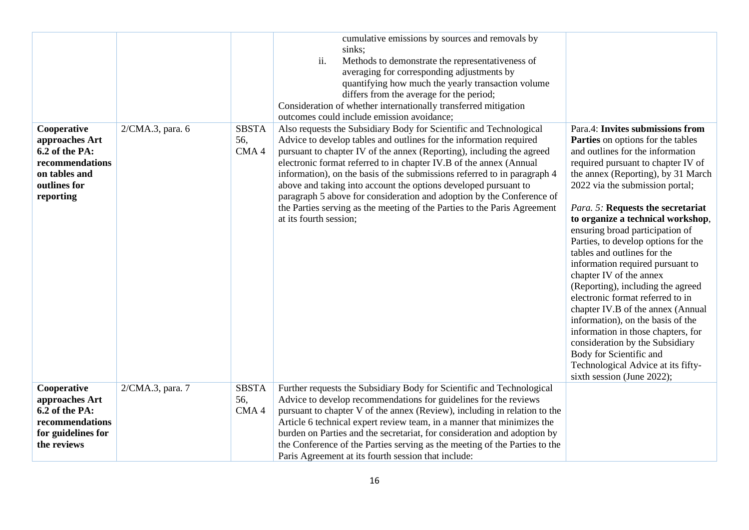| | | | | |
|---|---|---|---|---|
| | | | cumulative emissions by sources and removals by sinks;<br>ii. Methods to demonstrate the representativeness of averaging for corresponding adjustments by quantifying how much the yearly transaction volume differs from the average for the period;<br>Consideration of whether internationally transferred mitigation outcomes could include emission avoidance; | |
| **Cooperative approaches Art 6.2 of the PA: recommendations on tables and outlines for reporting** | 2/CMA.3, para. 6 | SBSTA 56, CMA 4 | Also requests the Subsidiary Body for Scientific and Technological Advice to develop tables and outlines for the information required pursuant to chapter IV of the annex (Reporting), including the agreed electronic format referred to in chapter IV.B of the annex (Annual information), on the basis of the submissions referred to in paragraph 4 above and taking into account the options developed pursuant to paragraph 5 above for consideration and adoption by the Conference of the Parties serving as the meeting of the Parties to the Paris Agreement at its fourth session; | Para.4: **Invites submissions from Parties** on options for the tables and outlines for the information required pursuant to chapter IV of the annex (Reporting), by 31 March 2022 via the submission portal;<br><br>*Para. 5:* **Requests the secretariat to organize a technical workshop**, ensuring broad participation of Parties, to develop options for the tables and outlines for the information required pursuant to chapter IV of the annex (Reporting), including the agreed electronic format referred to in chapter IV.B of the annex (Annual information), on the basis of the information in those chapters, for consideration by the Subsidiary Body for Scientific and Technological Advice at its fifty-sixth session (June 2022); |
| **Cooperative approaches Art 6.2 of the PA: recommendations for guidelines for the reviews** | 2/CMA.3, para. 7 | SBSTA 56, CMA 4 | Further requests the Subsidiary Body for Scientific and Technological Advice to develop recommendations for guidelines for the reviews pursuant to chapter V of the annex (Review), including in relation to the Article 6 technical expert review team, in a manner that minimizes the burden on Parties and the secretariat, for consideration and adoption by the Conference of the Parties serving as the meeting of the Parties to the Paris Agreement at its fourth session that include: | |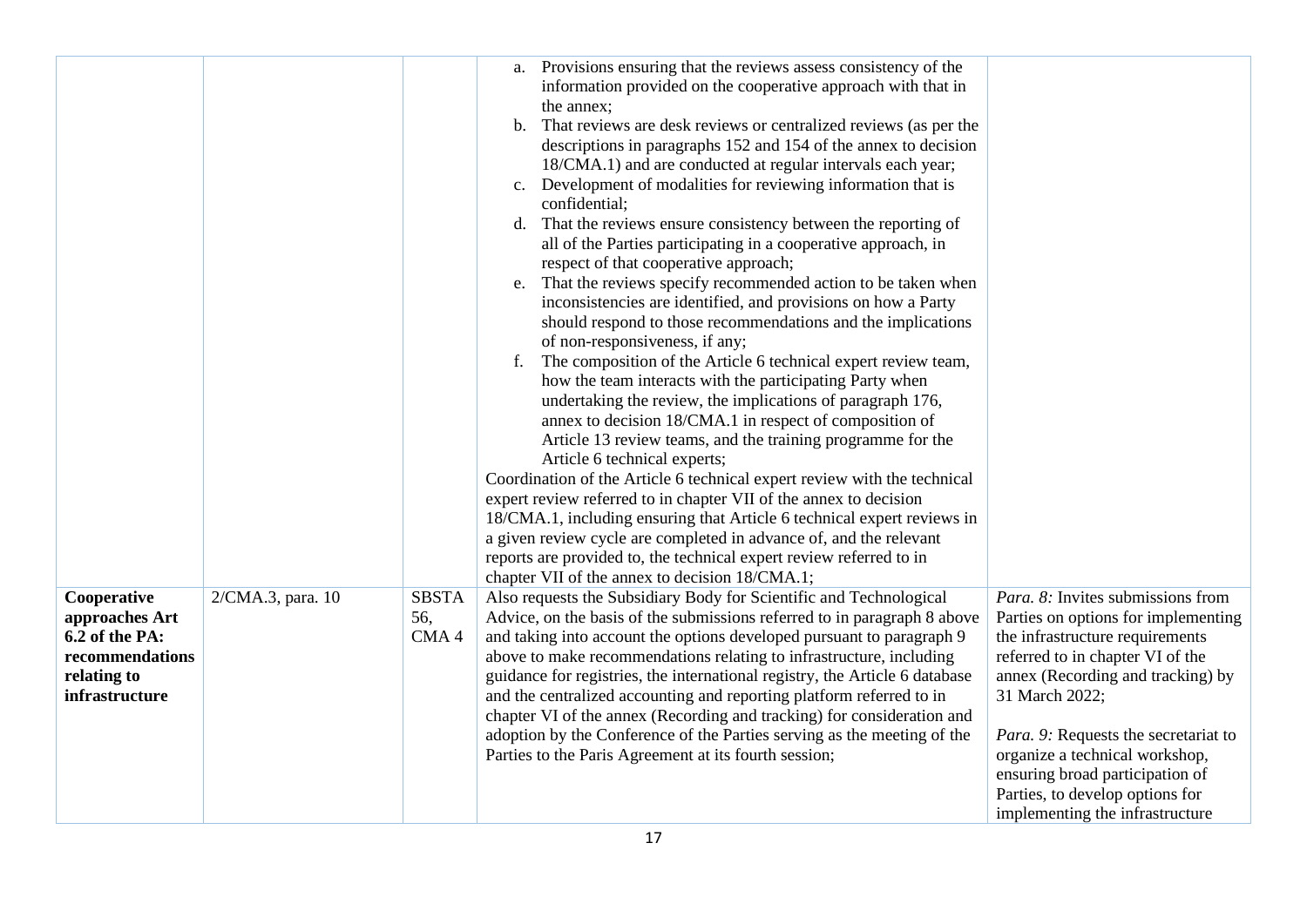| | | | | |
|---|---|---|---|---|
| | | | a. Provisions ensuring that the reviews assess consistency of the information provided on the cooperative approach with that in the annex;<br>b. That reviews are desk reviews or centralized reviews (as per the descriptions in paragraphs 152 and 154 of the annex to decision 18/CMA.1) and are conducted at regular intervals each year;<br>c. Development of modalities for reviewing information that is confidential;<br>d. That the reviews ensure consistency between the reporting of all of the Parties participating in a cooperative approach, in respect of that cooperative approach;<br>e. That the reviews specify recommended action to be taken when inconsistencies are identified, and provisions on how a Party should respond to those recommendations and the implications of non-responsiveness, if any;<br>f. The composition of the Article 6 technical expert review team, how the team interacts with the participating Party when undertaking the review, the implications of paragraph 176, annex to decision 18/CMA.1 in respect of composition of Article 13 review teams, and the training programme for the Article 6 technical experts;<br>Coordination of the Article 6 technical expert review with the technical expert review referred to in chapter VII of the annex to decision 18/CMA.1, including ensuring that Article 6 technical expert reviews in a given review cycle are completed in advance of, and the relevant reports are provided to, the technical expert review referred to in chapter VII of the annex to decision 18/CMA.1; | |
| **Cooperative approaches Art 6.2 of the PA: recommendations relating to infrastructure** | 2/CMA.3, para. 10 | SBSTA 56, CMA 4 | Also requests the Subsidiary Body for Scientific and Technological Advice, on the basis of the submissions referred to in paragraph 8 above and taking into account the options developed pursuant to paragraph 9 above to make recommendations relating to infrastructure, including guidance for registries, the international registry, the Article 6 database and the centralized accounting and reporting platform referred to in chapter VI of the annex (Recording and tracking) for consideration and adoption by the Conference of the Parties serving as the meeting of the Parties to the Paris Agreement at its fourth session; | *Para. 8:* Invites submissions from Parties on options for implementing the infrastructure requirements referred to in chapter VI of the annex (Recording and tracking) by 31 March 2022;<br><br>*Para. 9:* Requests the secretariat to organize a technical workshop, ensuring broad participation of Parties, to develop options for implementing the infrastructure |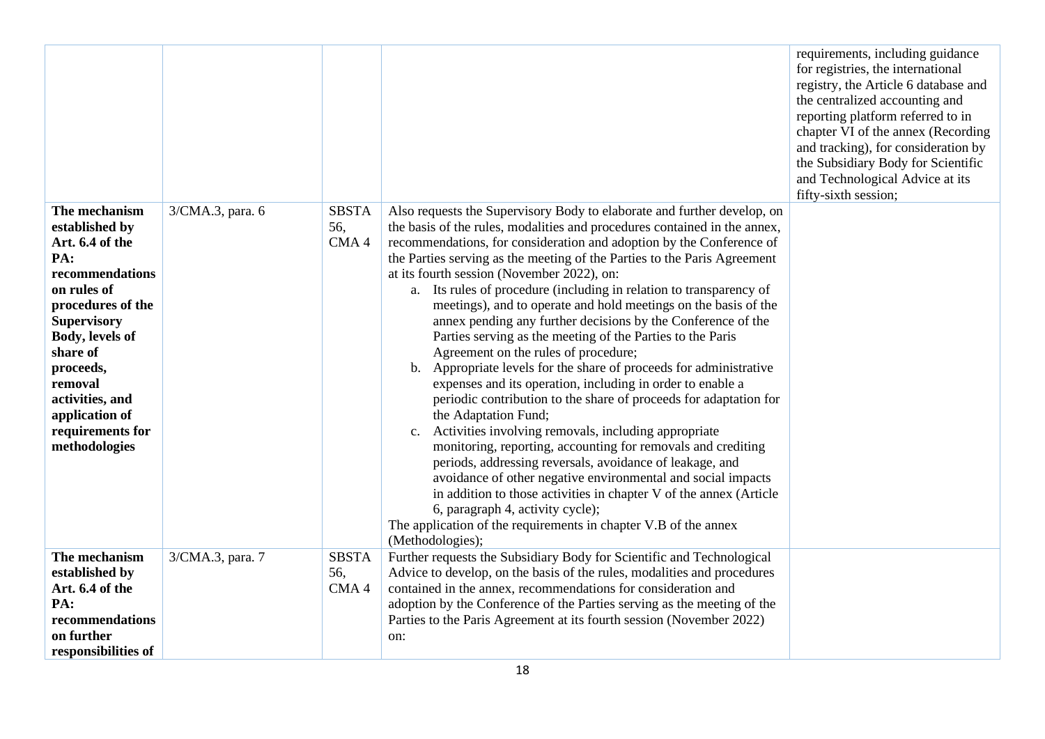| | | | | |
|---|---|---|---|---|
| | | | | requirements, including guidance for registries, the international registry, the Article 6 database and the centralized accounting and reporting platform referred to in chapter VI of the annex (Recording and tracking), for consideration by the Subsidiary Body for Scientific and Technological Advice at its fifty-sixth session; |
| **The mechanism established by Art. 6.4 of the PA: recommendations on rules of procedures of the Supervisory Body, levels of share of proceeds, removal activities, and application of requirements for methodologies** | 3/CMA.3, para. 6 | SBSTA 56, CMA 4 | Also requests the Supervisory Body to elaborate and further develop, on the basis of the rules, modalities and procedures contained in the annex, recommendations, for consideration and adoption by the Conference of the Parties serving as the meeting of the Parties to the Paris Agreement at its fourth session (November 2022), on:<br>a. Its rules of procedure (including in relation to transparency of meetings), and to operate and hold meetings on the basis of the annex pending any further decisions by the Conference of the Parties serving as the meeting of the Parties to the Paris Agreement on the rules of procedure;<br>b. Appropriate levels for the share of proceeds for administrative expenses and its operation, including in order to enable a periodic contribution to the share of proceeds for adaptation for the Adaptation Fund;<br>c. Activities involving removals, including appropriate monitoring, reporting, accounting for removals and crediting periods, addressing reversals, avoidance of leakage, and avoidance of other negative environmental and social impacts in addition to those activities in chapter V of the annex (Article 6, paragraph 4, activity cycle);<br>The application of the requirements in chapter V.B of the annex (Methodologies); | |
| **The mechanism established by Art. 6.4 of the PA: recommendations on further responsibilities of** | 3/CMA.3, para. 7 | SBSTA 56, CMA 4 | Further requests the Subsidiary Body for Scientific and Technological Advice to develop, on the basis of the rules, modalities and procedures contained in the annex, recommendations for consideration and adoption by the Conference of the Parties serving as the meeting of the Parties to the Paris Agreement at its fourth session (November 2022) on: | |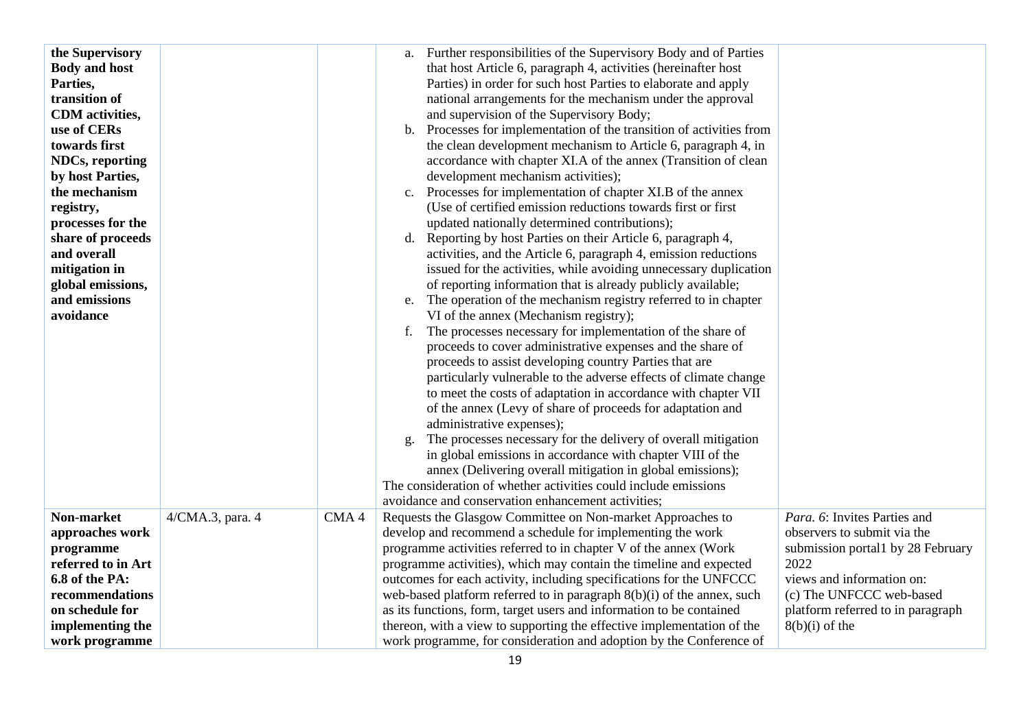| | | | | |
|---|---|---|---|---|
| **the Supervisory Body and host Parties, transition of CDM activities, use of CERs towards first NDCs, reporting by host Parties, the mechanism registry, processes for the share of proceeds and overall mitigation in global emissions, and emissions avoidance** | | | a. Further responsibilities of the Supervisory Body and of Parties that host Article 6, paragraph 4, activities (hereinafter host Parties) in order for such host Parties to elaborate and apply national arrangements for the mechanism under the approval and supervision of the Supervisory Body;<br>b. Processes for implementation of the transition of activities from the clean development mechanism to Article 6, paragraph 4, in accordance with chapter XI.A of the annex (Transition of clean development mechanism activities);<br>c. Processes for implementation of chapter XI.B of the annex (Use of certified emission reductions towards first or first updated nationally determined contributions);<br>d. Reporting by host Parties on their Article 6, paragraph 4, activities, and the Article 6, paragraph 4, emission reductions issued for the activities, while avoiding unnecessary duplication of reporting information that is already publicly available;<br>e. The operation of the mechanism registry referred to in chapter VI of the annex (Mechanism registry);<br>f. The processes necessary for implementation of the share of proceeds to cover administrative expenses and the share of proceeds to assist developing country Parties that are particularly vulnerable to the adverse effects of climate change to meet the costs of adaptation in accordance with chapter VII of the annex (Levy of share of proceeds for adaptation and administrative expenses);<br>g. The processes necessary for the delivery of overall mitigation in global emissions in accordance with chapter VIII of the annex (Delivering overall mitigation in global emissions);<br>The consideration of whether activities could include emissions avoidance and conservation enhancement activities; | |
| **Non-market approaches work programme referred to in Art 6.8 of the PA: recommendations on schedule for implementing the work programme** | 4/CMA.3, para. 4 | CMA 4 | Requests the Glasgow Committee on Non-market Approaches to develop and recommend a schedule for implementing the work programme activities referred to in chapter V of the annex (Work programme activities), which may contain the timeline and expected outcomes for each activity, including specifications for the UNFCCC web-based platform referred to in paragraph 8(b)(i) of the annex, such as its functions, form, target users and information to be contained thereon, with a view to supporting the effective implementation of the work programme, for consideration and adoption by the Conference of | *Para. 6*: Invites Parties and observers to submit via the submission portal1 by 28 February 2022 views and information on:<br>(c) The UNFCCC web-based platform referred to in paragraph 8(b)(i) of the |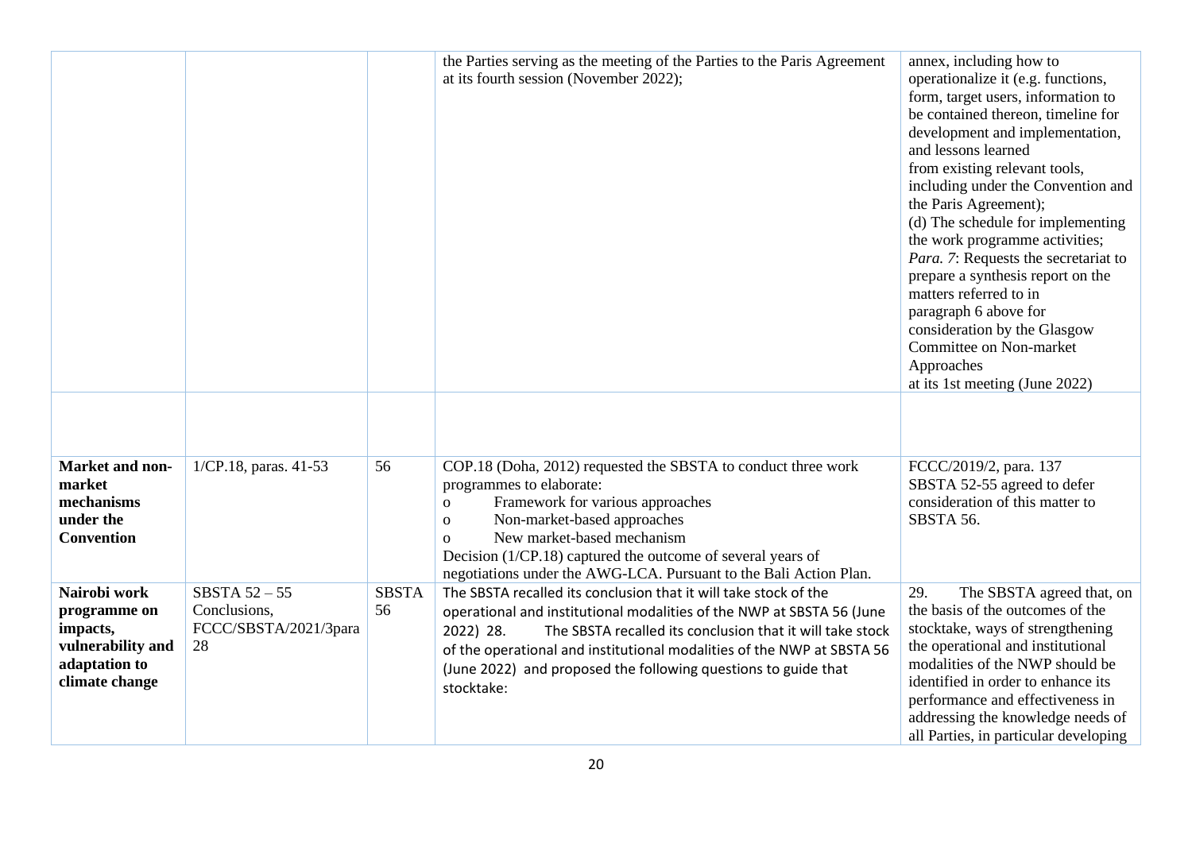| | | | | |
|---|---|---|---|---|
| | | | the Parties serving as the meeting of the Parties to the Paris Agreement at its fourth session (November 2022); | annex, including how to operationalize it (e.g. functions, form, target users, information to be contained thereon, timeline for development and implementation, and lessons learned from existing relevant tools, including under the Convention and the Paris Agreement);<br>(d) The schedule for implementing the work programme activities;<br>*Para. 7*: Requests the secretariat to prepare a synthesis report on the matters referred to in paragraph 6 above for consideration by the Glasgow Committee on Non-market Approaches at its 1st meeting (June 2022) |
| | | | | |
| **Market and non-market mechanisms under the Convention** | 1/CP.18, paras. 41-53 | 56 | COP.18 (Doha, 2012) requested the SBSTA to conduct three work programmes to elaborate:<br>o Framework for various approaches<br>o Non-market-based approaches<br>o New market-based mechanism<br>Decision (1/CP.18) captured the outcome of several years of negotiations under the AWG-LCA. Pursuant to the Bali Action Plan. | FCCC/2019/2, para. 137<br>SBSTA 52-55 agreed to defer consideration of this matter to SBSTA 56. |
| **Nairobi work programme on impacts, vulnerability and adaptation to climate change** | SBSTA 52 – 55 Conclusions, FCCC/SBSTA/2021/3para 28 | SBSTA 56 | The SBSTA recalled its conclusion that it will take stock of the operational and institutional modalities of the NWP at SBSTA 56 (June 2022) 28. The SBSTA recalled its conclusion that it will take stock of the operational and institutional modalities of the NWP at SBSTA 56 (June 2022) and proposed the following questions to guide that stocktake: | 29. The SBSTA agreed that, on the basis of the outcomes of the stocktake, ways of strengthening the operational and institutional modalities of the NWP should be identified in order to enhance its performance and effectiveness in addressing the knowledge needs of all Parties, in particular developing |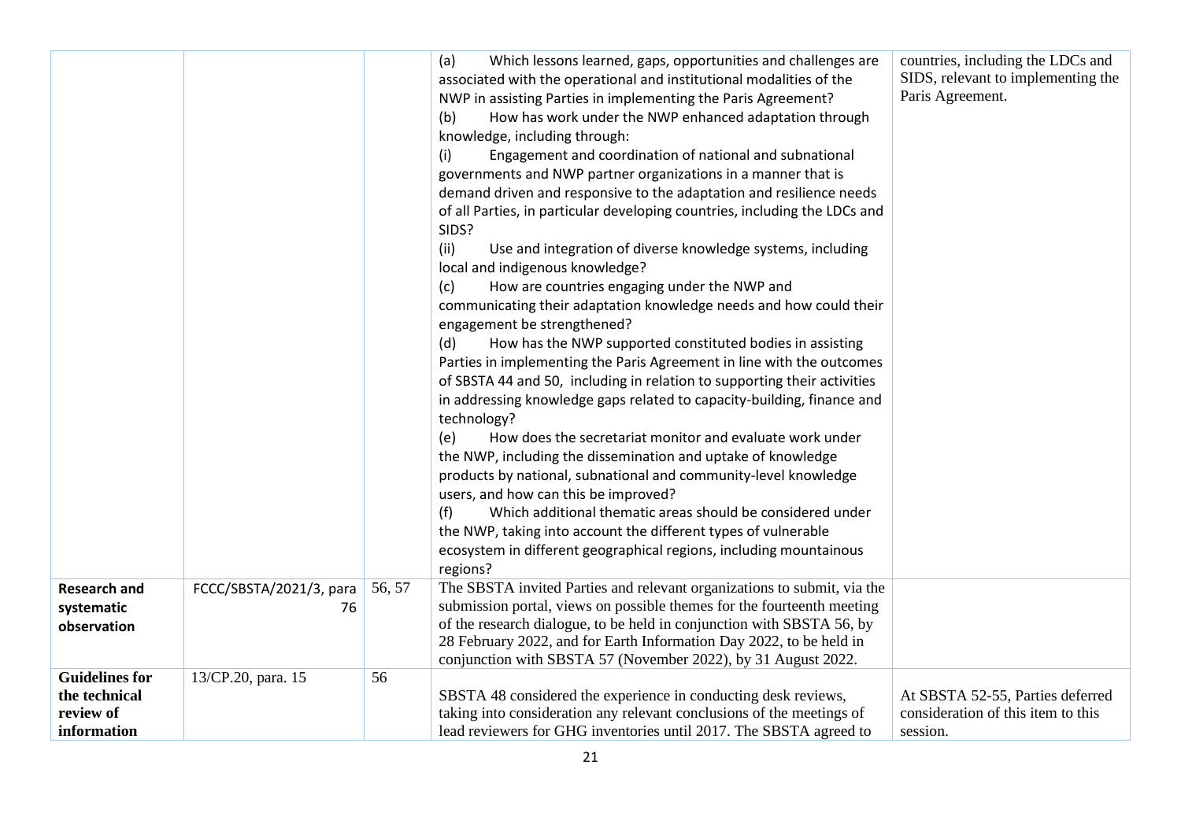| | | | | |
|---|---|---|---|---|
| | | | (a) Which lessons learned, gaps, opportunities and challenges are associated with the operational and institutional modalities of the NWP in assisting Parties in implementing the Paris Agreement?<br>(b) How has work under the NWP enhanced adaptation through knowledge, including through:<br>(i) Engagement and coordination of national and subnational governments and NWP partner organizations in a manner that is demand driven and responsive to the adaptation and resilience needs of all Parties, in particular developing countries, including the LDCs and SIDS?<br>(ii) Use and integration of diverse knowledge systems, including local and indigenous knowledge?<br>(c) How are countries engaging under the NWP and communicating their adaptation knowledge needs and how could their engagement be strengthened?<br>(d) How has the NWP supported constituted bodies in assisting Parties in implementing the Paris Agreement in line with the outcomes of SBSTA 44 and 50, including in relation to supporting their activities in addressing knowledge gaps related to capacity-building, finance and technology?<br>(e) How does the secretariat monitor and evaluate work under the NWP, including the dissemination and uptake of knowledge products by national, subnational and community-level knowledge users, and how can this be improved?<br>(f) Which additional thematic areas should be considered under the NWP, taking into account the different types of vulnerable ecosystem in different geographical regions, including mountainous regions? | countries, including the LDCs and SIDS, relevant to implementing the Paris Agreement. |
| **Research and systematic observation** | FCCC/SBSTA/2021/3, para 76 | 56, 57 | The SBSTA invited Parties and relevant organizations to submit, via the submission portal, views on possible themes for the fourteenth meeting of the research dialogue, to be held in conjunction with SBSTA 56, by 28 February 2022, and for Earth Information Day 2022, to be held in conjunction with SBSTA 57 (November 2022), by 31 August 2022. | |
| **Guidelines for the technical review of information** | 13/CP.20, para. 15 | 56 | SBSTA 48 considered the experience in conducting desk reviews, taking into consideration any relevant conclusions of the meetings of lead reviewers for GHG inventories until 2017. The SBSTA agreed to | At SBSTA 52-55, Parties deferred consideration of this item to this session. |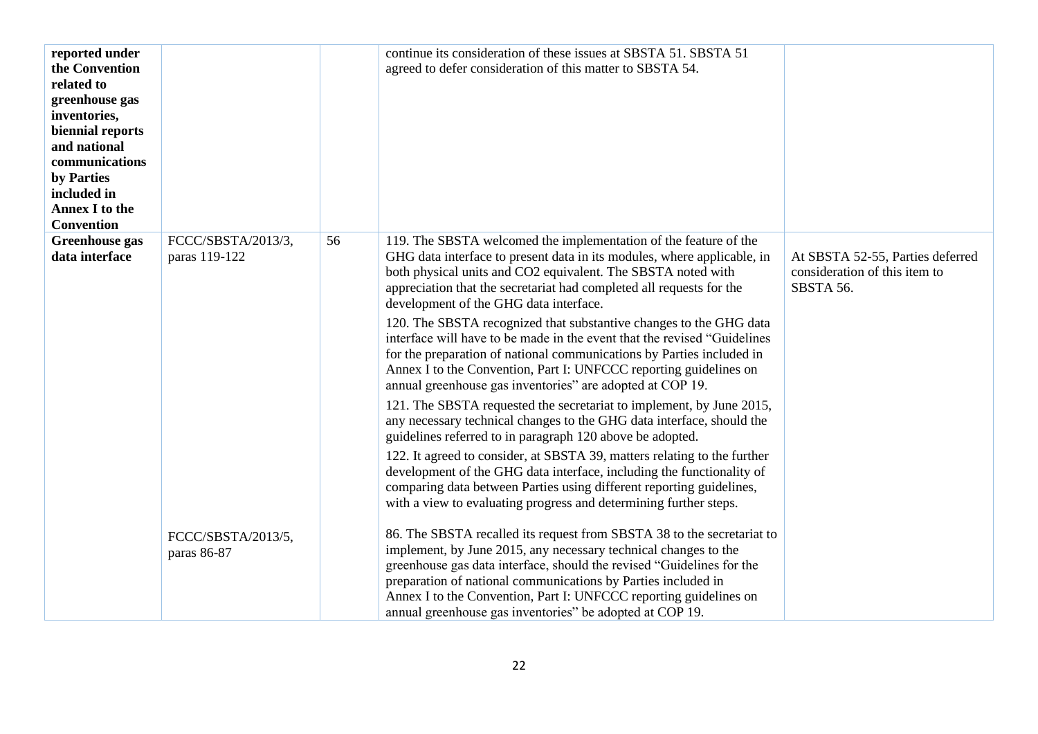| | | | | |
|---|---|---|---|---|
| **reported under the Convention related to greenhouse gas inventories, biennial reports and national communications by Parties included in Annex I to the Convention** | | | continue its consideration of these issues at SBSTA 51. SBSTA 51 agreed to defer consideration of this matter to SBSTA 54. | |
| **Greenhouse gas data interface** | FCCC/SBSTA/2013/3, paras 119-122 | 56 | 119. The SBSTA welcomed the implementation of the feature of the GHG data interface to present data in its modules, where applicable, in both physical units and CO2 equivalent. The SBSTA noted with appreciation that the secretariat had completed all requests for the development of the GHG data interface.<br><br>120. The SBSTA recognized that substantive changes to the GHG data interface will have to be made in the event that the revised "Guidelines for the preparation of national communications by Parties included in Annex I to the Convention, Part I: UNFCCC reporting guidelines on annual greenhouse gas inventories" are adopted at COP 19.<br><br>121. The SBSTA requested the secretariat to implement, by June 2015, any necessary technical changes to the GHG data interface, should the guidelines referred to in paragraph 120 above be adopted.<br><br>122. It agreed to consider, at SBSTA 39, matters relating to the further development of the GHG data interface, including the functionality of comparing data between Parties using different reporting guidelines, with a view to evaluating progress and determining further steps. | At SBSTA 52-55, Parties deferred consideration of this item to SBSTA 56. |
| | FCCC/SBSTA/2013/5, paras 86-87 | | 86. The SBSTA recalled its request from SBSTA 38 to the secretariat to implement, by June 2015, any necessary technical changes to the greenhouse gas data interface, should the revised "Guidelines for the preparation of national communications by Parties included in Annex I to the Convention, Part I: UNFCCC reporting guidelines on annual greenhouse gas inventories" be adopted at COP 19. | |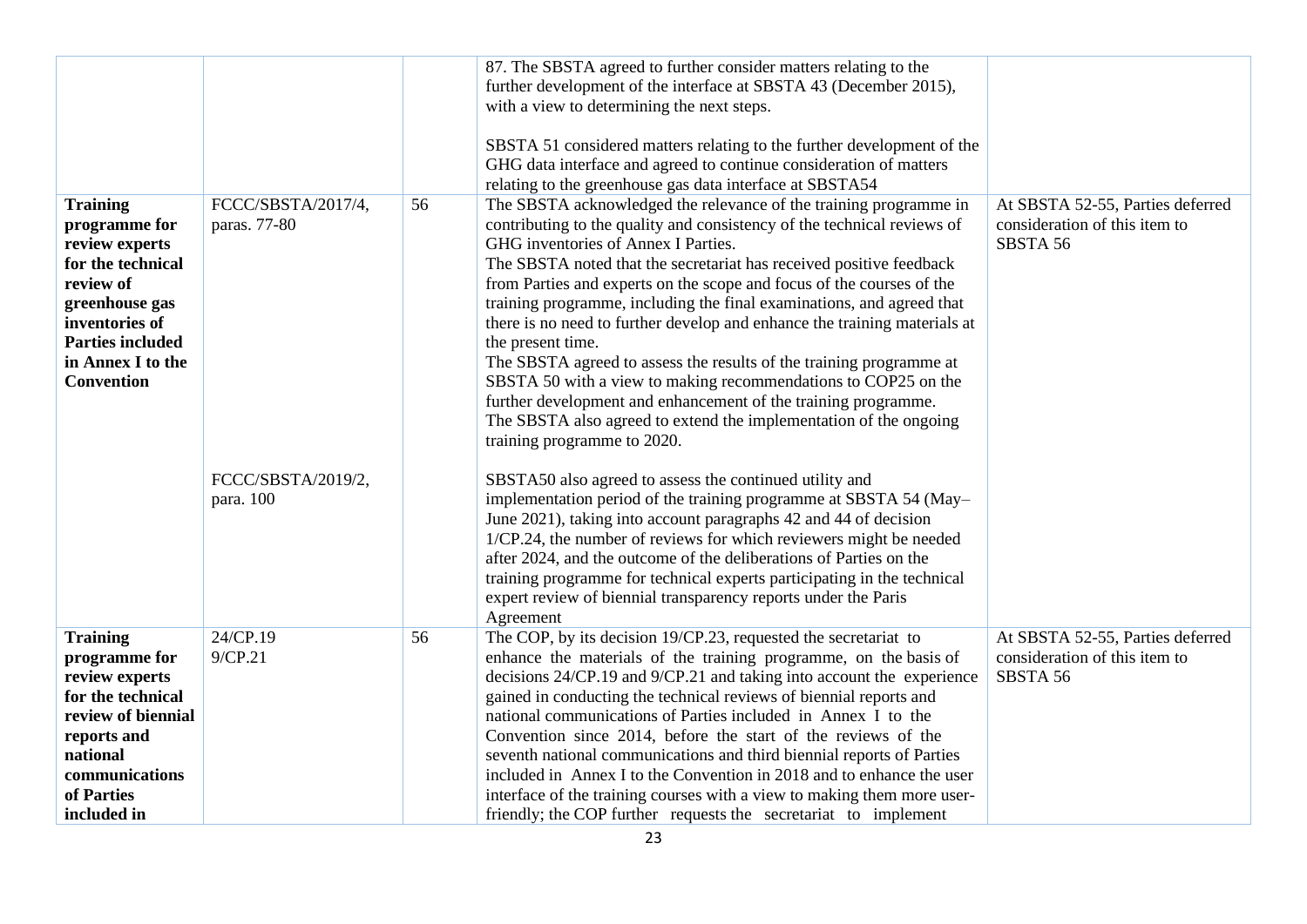| | | | | |
|---|---|---|---|---|
| | | | 87. The SBSTA agreed to further consider matters relating to the further development of the interface at SBSTA 43 (December 2015), with a view to determining the next steps.<br><br>SBSTA 51 considered matters relating to the further development of the GHG data interface and agreed to continue consideration of matters relating to the greenhouse gas data interface at SBSTA54 | |
| **Training programme for review experts for the technical review of greenhouse gas inventories of Parties included in Annex I to the Convention** | FCCC/SBSTA/2017/4, paras. 77-80<br><br><br><br><br><br><br><br><br><br>FCCC/SBSTA/2019/2, para. 100 | 56 | The SBSTA acknowledged the relevance of the training programme in contributing to the quality and consistency of the technical reviews of GHG inventories of Annex I Parties.<br>The SBSTA noted that the secretariat has received positive feedback from Parties and experts on the scope and focus of the courses of the training programme, including the final examinations, and agreed that there is no need to further develop and enhance the training materials at the present time.<br>The SBSTA agreed to assess the results of the training programme at SBSTA 50 with a view to making recommendations to COP25 on the further development and enhancement of the training programme.<br>The SBSTA also agreed to extend the implementation of the ongoing training programme to 2020.<br><br>SBSTA50 also agreed to assess the continued utility and implementation period of the training programme at SBSTA 54 (May–June 2021), taking into account paragraphs 42 and 44 of decision 1/CP.24, the number of reviews for which reviewers might be needed after 2024, and the outcome of the deliberations of Parties on the training programme for technical experts participating in the technical expert review of biennial transparency reports under the Paris Agreement | At SBSTA 52-55, Parties deferred consideration of this item to SBSTA 56 |
| **Training programme for review experts for the technical review of biennial reports and national communications of Parties included in** | 24/CP.19<br>9/CP.21 | 56 | The COP, by its decision 19/CP.23, requested the secretariat to enhance the materials of the training programme, on the basis of decisions 24/CP.19 and 9/CP.21 and taking into account the experience gained in conducting the technical reviews of biennial reports and national communications of Parties included in Annex I to the Convention since 2014, before the start of the reviews of the seventh national communications and third biennial reports of Parties included in Annex I to the Convention in 2018 and to enhance the user interface of the training courses with a view to making them more user-friendly; the COP further requests the secretariat to implement | At SBSTA 52-55, Parties deferred consideration of this item to SBSTA 56 |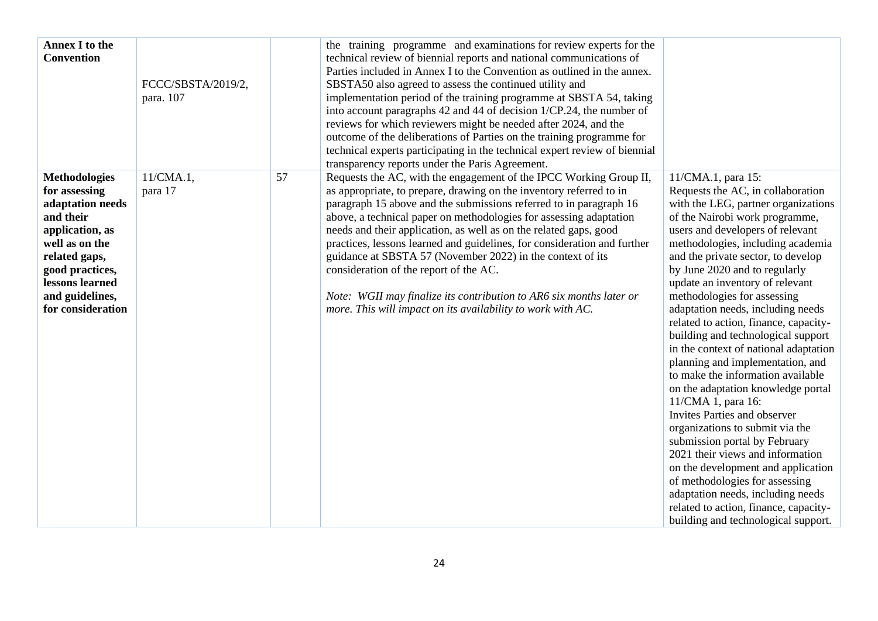| | | | | |
|---|---|---|---|---|
| **Annex I to the Convention** | FCCC/SBSTA/2019/2, para. 107 | | the training programme and examinations for review experts for the technical review of biennial reports and national communications of Parties included in Annex I to the Convention as outlined in the annex. SBSTA50 also agreed to assess the continued utility and implementation period of the training programme at SBSTA 54, taking into account paragraphs 42 and 44 of decision 1/CP.24, the number of reviews for which reviewers might be needed after 2024, and the outcome of the deliberations of Parties on the training programme for technical experts participating in the technical expert review of biennial transparency reports under the Paris Agreement. | |
| **Methodologies for assessing adaptation needs and their application, as well as on the related gaps, good practices, lessons learned and guidelines, for consideration** | 11/CMA.1, para 17 | 57 | Requests the AC, with the engagement of the IPCC Working Group II, as appropriate, to prepare, drawing on the inventory referred to in paragraph 15 above and the submissions referred to in paragraph 16 above, a technical paper on methodologies for assessing adaptation needs and their application, as well as on the related gaps, good practices, lessons learned and guidelines, for consideration and further guidance at SBSTA 57 (November 2022) in the context of its consideration of the report of the AC.<br><br>*Note: WGII may finalize its contribution to AR6 six months later or more. This will impact on its availability to work with AC.* | 11/CMA.1, para 15:<br>Requests the AC, in collaboration with the LEG, partner organizations of the Nairobi work programme, users and developers of relevant methodologies, including academia and the private sector, to develop by June 2020 and to regularly update an inventory of relevant methodologies for assessing adaptation needs, including needs related to action, finance, capacity-building and technological support in the context of national adaptation planning and implementation, and to make the information available on the adaptation knowledge portal<br>11/CMA 1, para 16:<br>Invites Parties and observer organizations to submit via the submission portal by February 2021 their views and information on the development and application of methodologies for assessing adaptation needs, including needs related to action, finance, capacity-building and technological support. |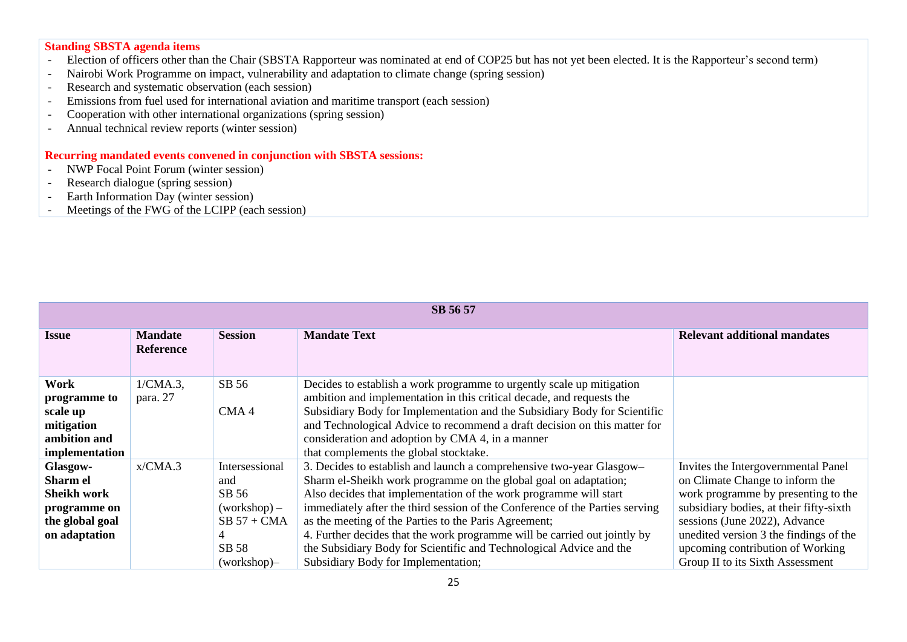**Standing SBSTA agenda items**

- Election of officers other than the Chair (SBSTA Rapporteur was nominated at end of COP25 but has not yet been elected. It is the Rapporteur's second term)
- Nairobi Work Programme on impact, vulnerability and adaptation to climate change (spring session)
- Research and systematic observation (each session)
- Emissions from fuel used for international aviation and maritime transport (each session)
- Cooperation with other international organizations (spring session)
- Annual technical review reports (winter session)

**Recurring mandated events convened in conjunction with SBSTA sessions:**

- NWP Focal Point Forum (winter session)
- Research dialogue (spring session)
- Earth Information Day (winter session)
- Meetings of the FWG of the LCIPP (each session)

| SB 56 57 | | | | |
|---|---|---|---|---|
| **Issue** | **Mandate Reference** | **Session** | **Mandate Text** | **Relevant additional mandates** |
| **Work programme to scale up mitigation ambition and implementation** | 1/CMA.3, para. 27 | SB 56<br><br>CMA 4 | Decides to establish a work programme to urgently scale up mitigation ambition and implementation in this critical decade, and requests the Subsidiary Body for Implementation and the Subsidiary Body for Scientific and Technological Advice to recommend a draft decision on this matter for consideration and adoption by CMA 4, in a manner that complements the global stocktake. | |
| **Glasgow-Sharm el Sheikh work programme on the global goal on adaptation** | x/CMA.3 | Intersessional and SB 56 (workshop) – SB 57 + CMA 4<br>SB 58 (workshop)– | 3. Decides to establish and launch a comprehensive two-year Glasgow–Sharm el-Sheikh work programme on the global goal on adaptation;<br>Also decides that implementation of the work programme will start immediately after the third session of the Conference of the Parties serving as the meeting of the Parties to the Paris Agreement;<br>4. Further decides that the work programme will be carried out jointly by the Subsidiary Body for Scientific and Technological Advice and the Subsidiary Body for Implementation; | Invites the Intergovernmental Panel on Climate Change to inform the work programme by presenting to the subsidiary bodies, at their fifty-sixth sessions (June 2022), Advance unedited version 3 the findings of the upcoming contribution of Working Group II to its Sixth Assessment |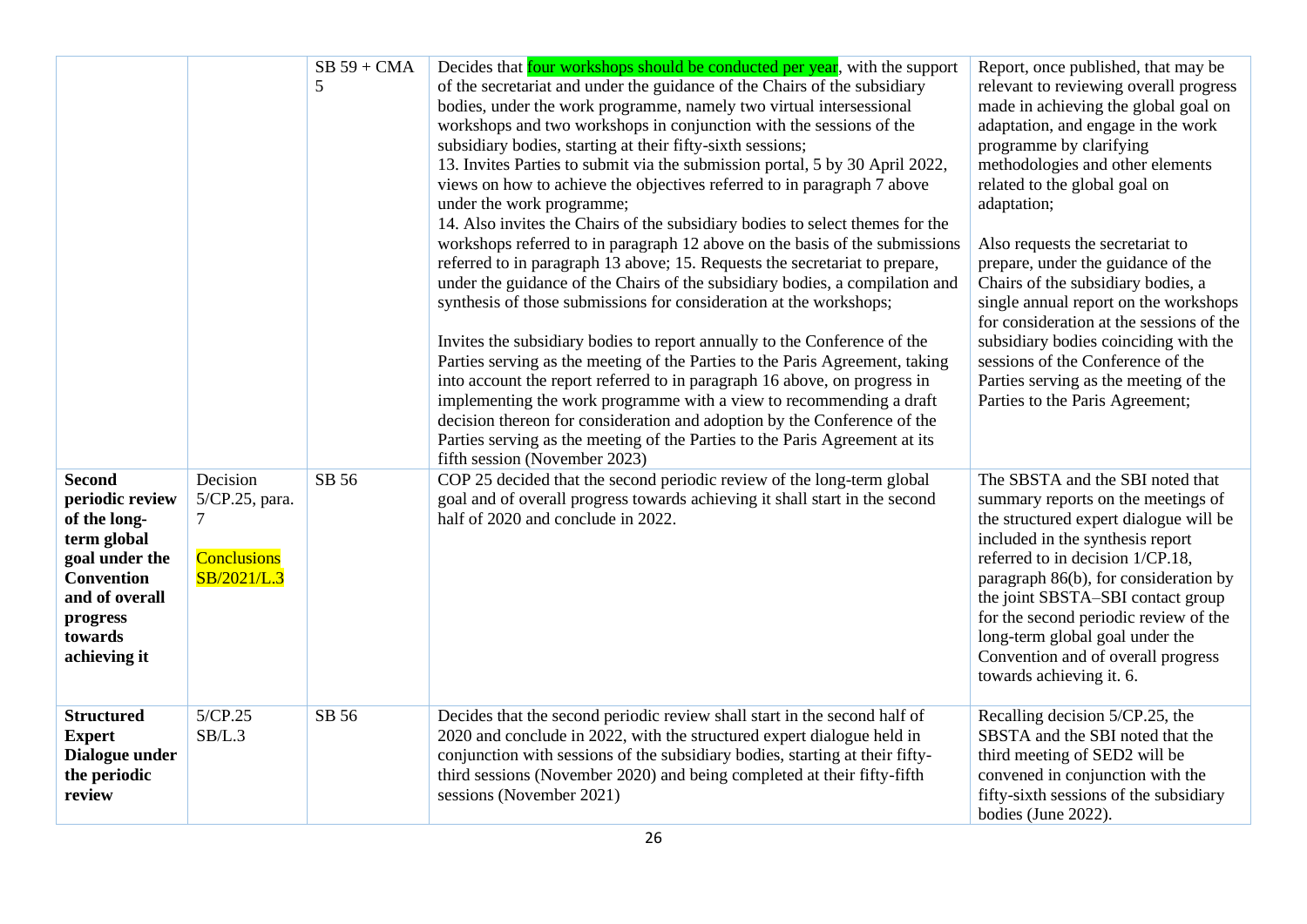| | | | | |
|---|---|---|---|---|
| | | SB 59 + CMA 5 | Decides that four workshops should be conducted per year, with the support of the secretariat and under the guidance of the Chairs of the subsidiary bodies, under the work programme, namely two virtual intersessional workshops and two workshops in conjunction with the sessions of the subsidiary bodies, starting at their fifty-sixth sessions;<br>13. Invites Parties to submit via the submission portal, 5 by 30 April 2022, views on how to achieve the objectives referred to in paragraph 7 above under the work programme;<br>14. Also invites the Chairs of the subsidiary bodies to select themes for the workshops referred to in paragraph 12 above on the basis of the submissions referred to in paragraph 13 above; 15. Requests the secretariat to prepare, under the guidance of the Chairs of the subsidiary bodies, a compilation and synthesis of those submissions for consideration at the workshops;<br><br>Invites the subsidiary bodies to report annually to the Conference of the Parties serving as the meeting of the Parties to the Paris Agreement, taking into account the report referred to in paragraph 16 above, on progress in implementing the work programme with a view to recommending a draft decision thereon for consideration and adoption by the Conference of the Parties serving as the meeting of the Parties to the Paris Agreement at its fifth session (November 2023) | Report, once published, that may be relevant to reviewing overall progress made in achieving the global goal on adaptation, and engage in the work programme by clarifying methodologies and other elements related to the global goal on adaptation;<br><br>Also requests the secretariat to prepare, under the guidance of the Chairs of the subsidiary bodies, a single annual report on the workshops for consideration at the sessions of the subsidiary bodies coinciding with the sessions of the Conference of the Parties serving as the meeting of the Parties to the Paris Agreement; |
| **Second periodic review of the long-term global goal under the Convention and of overall progress towards achieving it** | Decision 5/CP.25, para. 7<br><br>Conclusions SB/2021/L.3 | SB 56 | COP 25 decided that the second periodic review of the long-term global goal and of overall progress towards achieving it shall start in the second half of 2020 and conclude in 2022. | The SBSTA and the SBI noted that summary reports on the meetings of the structured expert dialogue will be included in the synthesis report referred to in decision 1/CP.18, paragraph 86(b), for consideration by the joint SBSTA–SBI contact group for the second periodic review of the long-term global goal under the Convention and of overall progress towards achieving it. 6. |
| **Structured Expert Dialogue under the periodic review** | 5/CP.25<br>SB/L.3 | SB 56 | Decides that the second periodic review shall start in the second half of 2020 and conclude in 2022, with the structured expert dialogue held in conjunction with sessions of the subsidiary bodies, starting at their fifty-third sessions (November 2020) and being completed at their fifty-fifth sessions (November 2021) | Recalling decision 5/CP.25, the SBSTA and the SBI noted that the third meeting of SED2 will be convened in conjunction with the fifty-sixth sessions of the subsidiary bodies (June 2022). |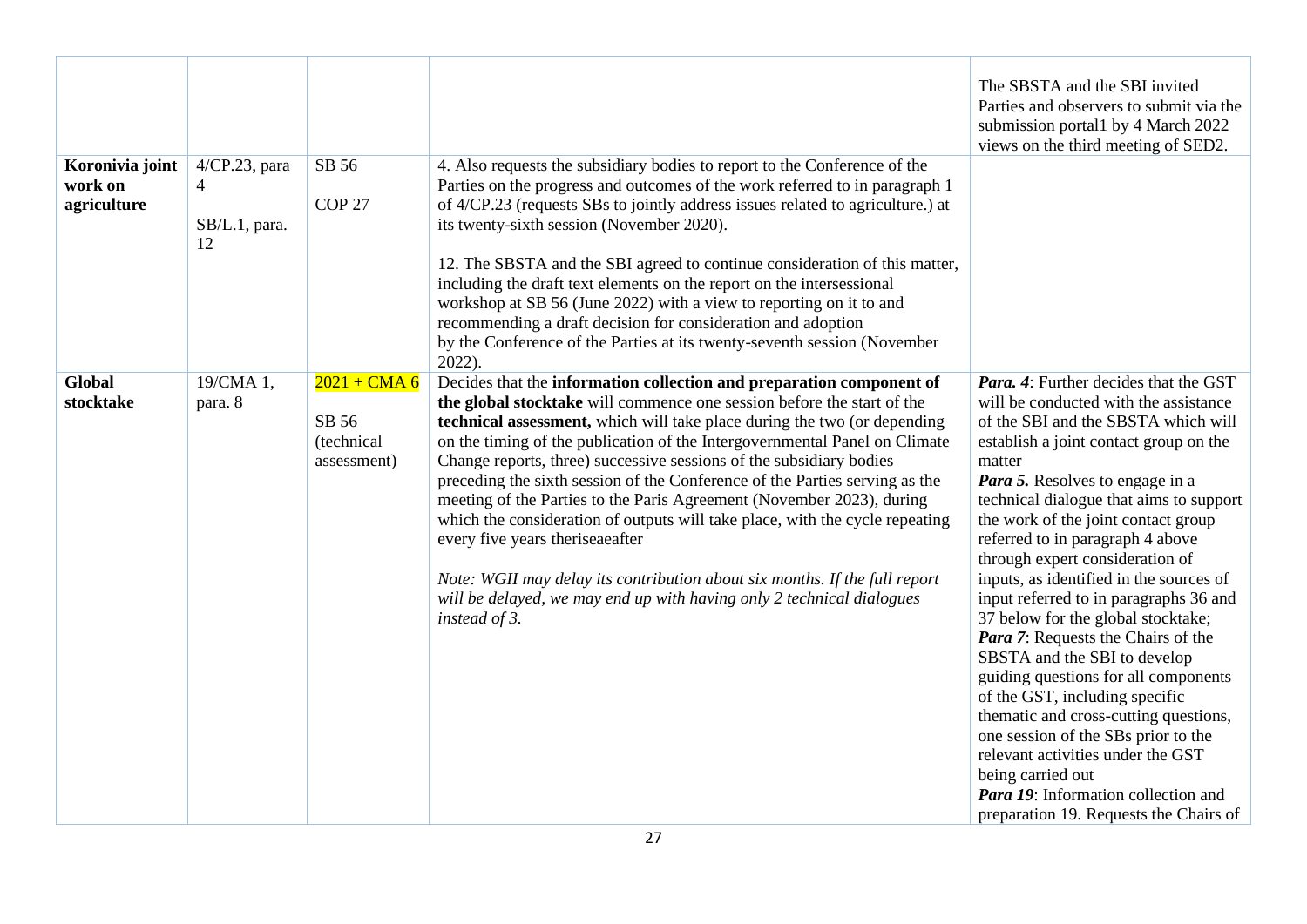| | | | | |
|---|---|---|---|---|
| | | | | The SBSTA and the SBI invited Parties and observers to submit via the submission portal1 by 4 March 2022 views on the third meeting of SED2. |
| **Koronivia joint work on agriculture** | 4/CP.23, para 4<br><br>SB/L.1, para. 12 | SB 56<br><br>COP 27 | 4. Also requests the subsidiary bodies to report to the Conference of the Parties on the progress and outcomes of the work referred to in paragraph 1 of 4/CP.23 (requests SBs to jointly address issues related to agriculture.) at its twenty-sixth session (November 2020).<br><br>12. The SBSTA and the SBI agreed to continue consideration of this matter, including the draft text elements on the report on the intersessional workshop at SB 56 (June 2022) with a view to reporting on it to and recommending a draft decision for consideration and adoption by the Conference of the Parties at its twenty-seventh session (November 2022). | |
| **Global stocktake** | 19/CMA 1, para. 8 | 2021 + CMA 6<br><br>SB 56 (technical assessment) | Decides that the **information collection and preparation component of the global stocktake** will commence one session before the start of the **technical assessment,** which will take place during the two (or depending on the timing of the publication of the Intergovernmental Panel on Climate Change reports, three) successive sessions of the subsidiary bodies preceding the sixth session of the Conference of the Parties serving as the meeting of the Parties to the Paris Agreement (November 2023), during which the consideration of outputs will take place, with the cycle repeating every five years theriseaeafter<br><br>*Note: WGII may delay its contribution about six months. If the full report will be delayed, we may end up with having only 2 technical dialogues instead of 3.* | ***Para. 4***: Further decides that the GST will be conducted with the assistance of the SBI and the SBSTA which will establish a joint contact group on the matter<br>***Para 5.*** Resolves to engage in a technical dialogue that aims to support the work of the joint contact group referred to in paragraph 4 above through expert consideration of inputs, as identified in the sources of input referred to in paragraphs 36 and 37 below for the global stocktake;<br>***Para 7***: Requests the Chairs of the SBSTA and the SBI to develop guiding questions for all components of the GST, including specific thematic and cross-cutting questions, one session of the SBs prior to the relevant activities under the GST being carried out<br>***Para 19***: Information collection and preparation 19. Requests the Chairs of |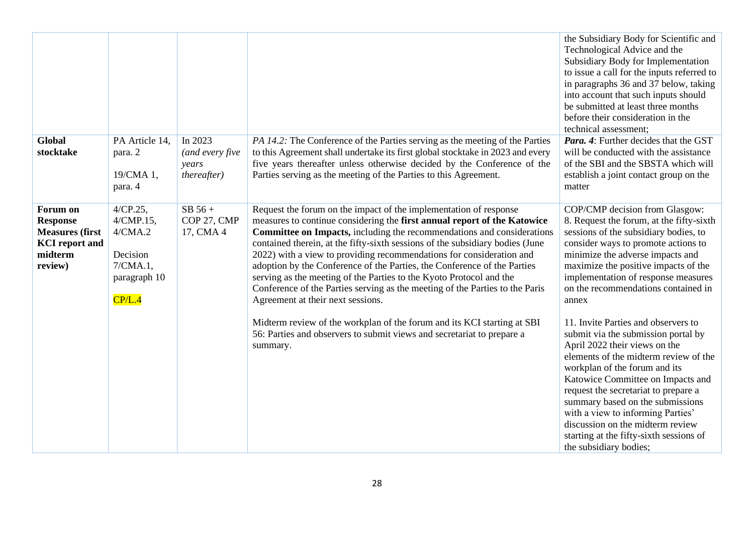| | | | | |
|---|---|---|---|---|
| | | | | the Subsidiary Body for Scientific and Technological Advice and the Subsidiary Body for Implementation to issue a call for the inputs referred to in paragraphs 36 and 37 below, taking into account that such inputs should be submitted at least three months before their consideration in the technical assessment; |
| **Global stocktake** | PA Article 14, para. 2<br><br>19/CMA 1, para. 4 | In 2023 *(and every five years thereafter)* | *PA 14.2:* The Conference of the Parties serving as the meeting of the Parties to this Agreement shall undertake its first global stocktake in 2023 and every five years thereafter unless otherwise decided by the Conference of the Parties serving as the meeting of the Parties to this Agreement. | ***Para. 4***: Further decides that the GST will be conducted with the assistance of the SBI and the SBSTA which will establish a joint contact group on the matter |
| **Forum on Response Measures (first KCI report and midterm review)** | 4/CP.25, 4/CMP.15, 4/CMA.2<br><br>Decision 7/CMA.1, paragraph 10<br><br>CP/L.4 | SB 56 + COP 27, CMP 17, CMA 4 | Request the forum on the impact of the implementation of response measures to continue considering the **first annual report of the Katowice Committee on Impacts,** including the recommendations and considerations contained therein, at the fifty-sixth sessions of the subsidiary bodies (June 2022) with a view to providing recommendations for consideration and adoption by the Conference of the Parties, the Conference of the Parties serving as the meeting of the Parties to the Kyoto Protocol and the Conference of the Parties serving as the meeting of the Parties to the Paris Agreement at their next sessions.<br><br>Midterm review of the workplan of the forum and its KCI starting at SBI 56: Parties and observers to submit views and secretariat to prepare a summary. | COP/CMP decision from Glasgow:<br>8. Request the forum, at the fifty-sixth sessions of the subsidiary bodies, to consider ways to promote actions to minimize the adverse impacts and maximize the positive impacts of the implementation of response measures on the recommendations contained in annex<br><br>11. Invite Parties and observers to submit via the submission portal by April 2022 their views on the elements of the midterm review of the workplan of the forum and its Katowice Committee on Impacts and request the secretariat to prepare a summary based on the submissions with a view to informing Parties' discussion on the midterm review starting at the fifty-sixth sessions of the subsidiary bodies; |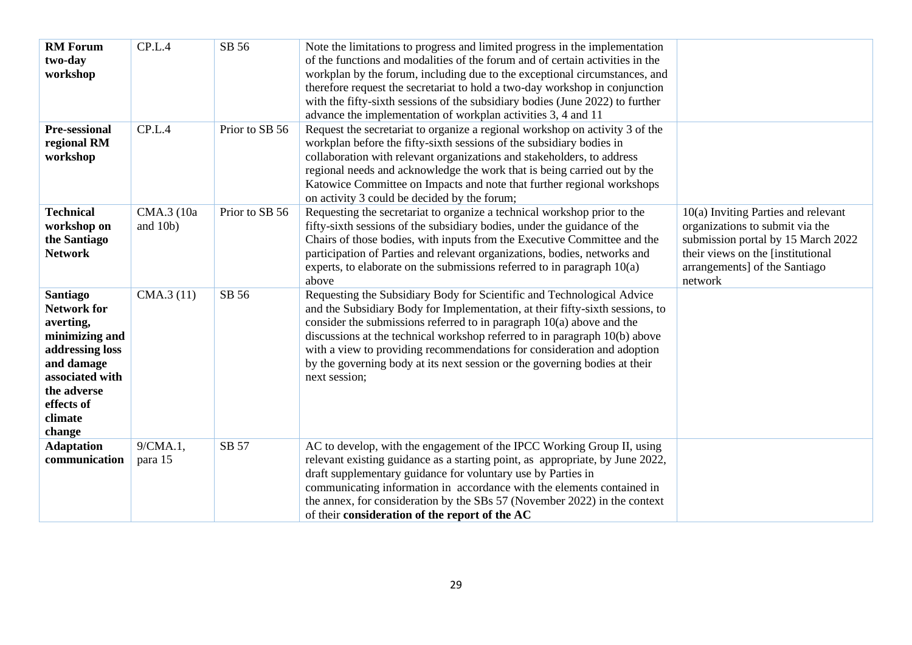| **RM Forum two-day workshop** | CP.L.4 | SB 56 | Note the limitations to progress and limited progress in the implementation of the functions and modalities of the forum and of certain activities in the workplan by the forum, including due to the exceptional circumstances, and therefore request the secretariat to hold a two-day workshop in conjunction with the fifty-sixth sessions of the subsidiary bodies (June 2022) to further advance the implementation of workplan activities 3, 4 and 11 | |
|---|---|---|---|---|
| **Pre-sessional regional RM workshop** | CP.L.4 | Prior to SB 56 | Request the secretariat to organize a regional workshop on activity 3 of the workplan before the fifty-sixth sessions of the subsidiary bodies in collaboration with relevant organizations and stakeholders, to address regional needs and acknowledge the work that is being carried out by the Katowice Committee on Impacts and note that further regional workshops on activity 3 could be decided by the forum; | |
| **Technical workshop on the Santiago Network** | CMA.3 (10a and 10b) | Prior to SB 56 | Requesting the secretariat to organize a technical workshop prior to the fifty-sixth sessions of the subsidiary bodies, under the guidance of the Chairs of those bodies, with inputs from the Executive Committee and the participation of Parties and relevant organizations, bodies, networks and experts, to elaborate on the submissions referred to in paragraph 10(a) above | 10(a) Inviting Parties and relevant organizations to submit via the submission portal by 15 March 2022 their views on the [institutional arrangements] of the Santiago network |
| **Santiago Network for averting, minimizing and addressing loss and damage associated with the adverse effects of climate change** | CMA.3 (11) | SB 56 | Requesting the Subsidiary Body for Scientific and Technological Advice and the Subsidiary Body for Implementation, at their fifty-sixth sessions, to consider the submissions referred to in paragraph 10(a) above and the discussions at the technical workshop referred to in paragraph 10(b) above with a view to providing recommendations for consideration and adoption by the governing body at its next session or the governing bodies at their next session; | |
| **Adaptation communication** | 9/CMA.1, para 15 | SB 57 | AC to develop, with the engagement of the IPCC Working Group II, using relevant existing guidance as a starting point, as appropriate, by June 2022, draft supplementary guidance for voluntary use by Parties in communicating information in accordance with the elements contained in the annex, for consideration by the SBs 57 (November 2022) in the context of their **consideration of the report of the AC** | |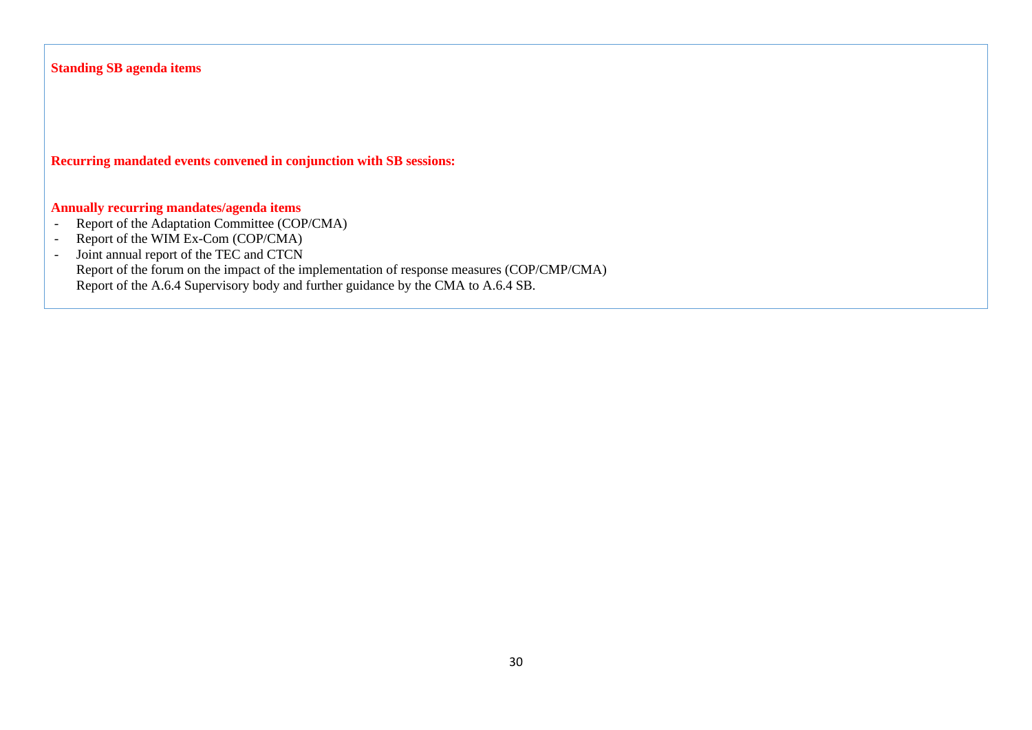**Standing SB agenda items**

**Recurring mandated events convened in conjunction with SB sessions:**

**Annually recurring mandates/agenda items**

- Report of the Adaptation Committee (COP/CMA)
- Report of the WIM Ex-Com (COP/CMA)
- Joint annual report of the TEC and CTCN

  Report of the forum on the impact of the implementation of response measures (COP/CMP/CMA)

  Report of the A.6.4 Supervisory body and further guidance by the CMA to A.6.4 SB.